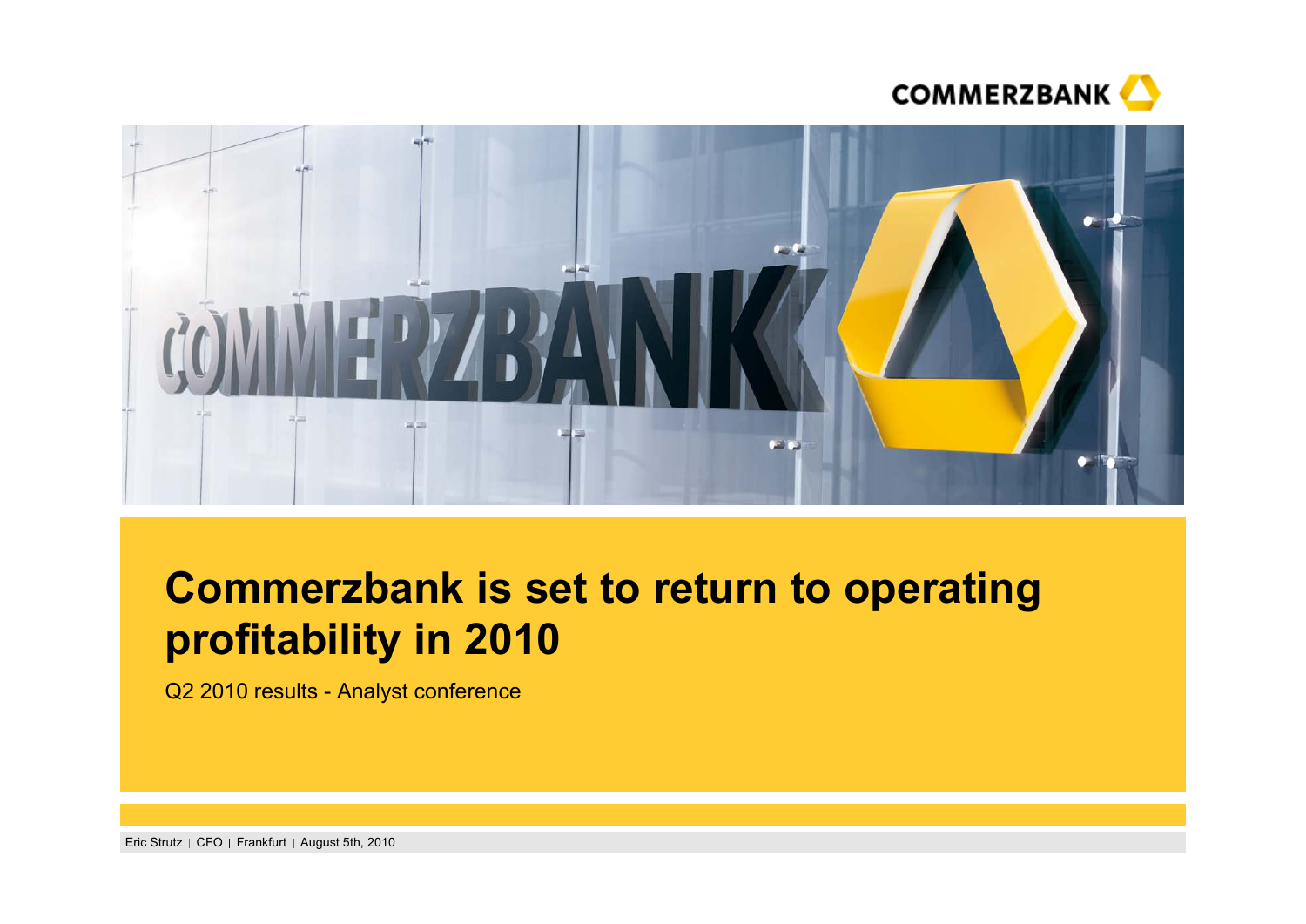# Commerzbank is set to return to operating profitability in 2010

Q2 2010 results - Analyst conference

Eric Strutz | CFO | Frankfurt | August 5th, 2010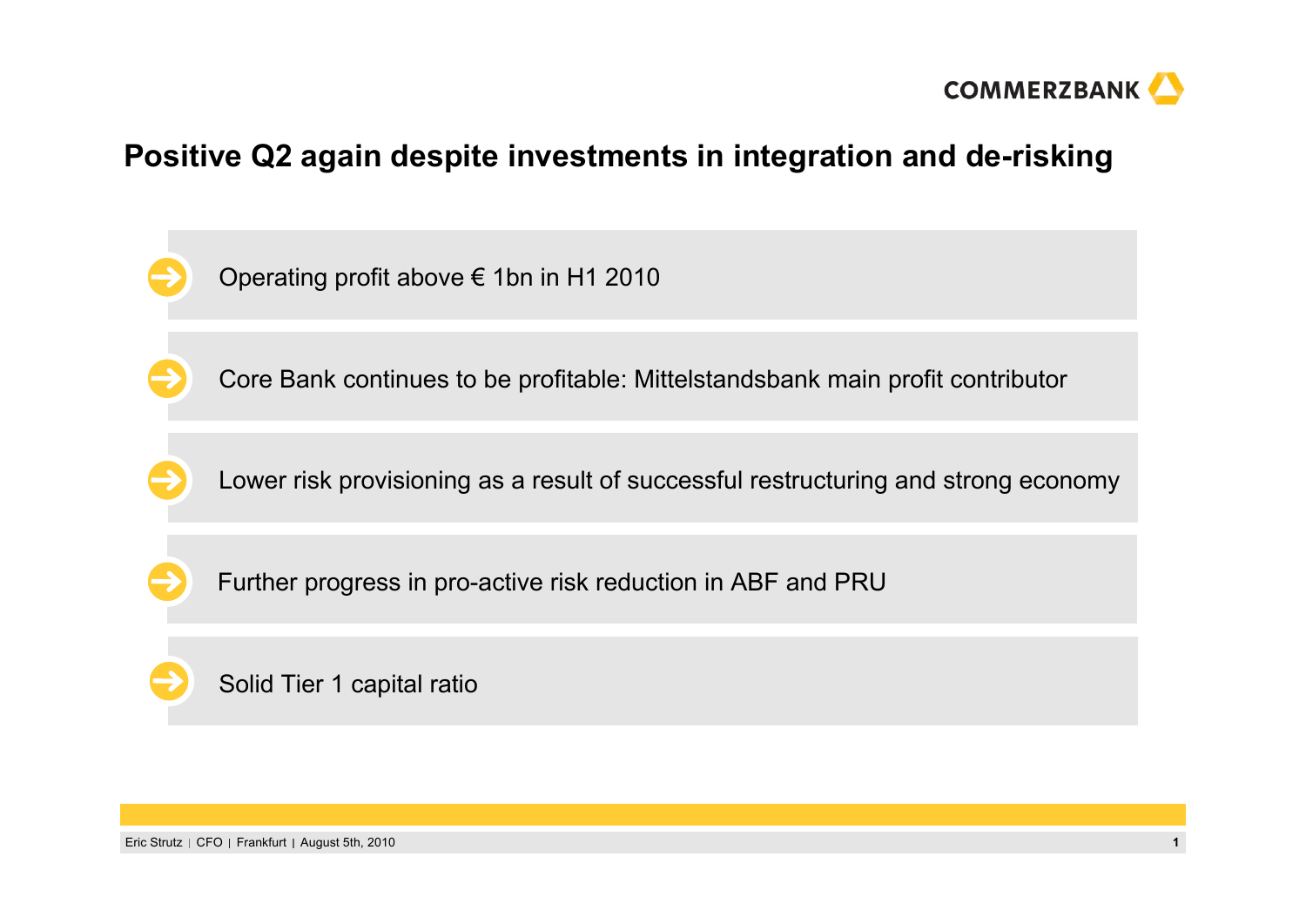# Positive Q2 again despite investments in integration and de-risking

- Operating profit above € 1bn in H1 2010
- Core Bank continues to be profitable: Mittelstandsbank main profit contributor
- Lower risk provisioning as a result of successful restructuring and strong economy
- Further progress in pro-active risk reduction in ABF and PRU
- Solid Tier 1 capital ratio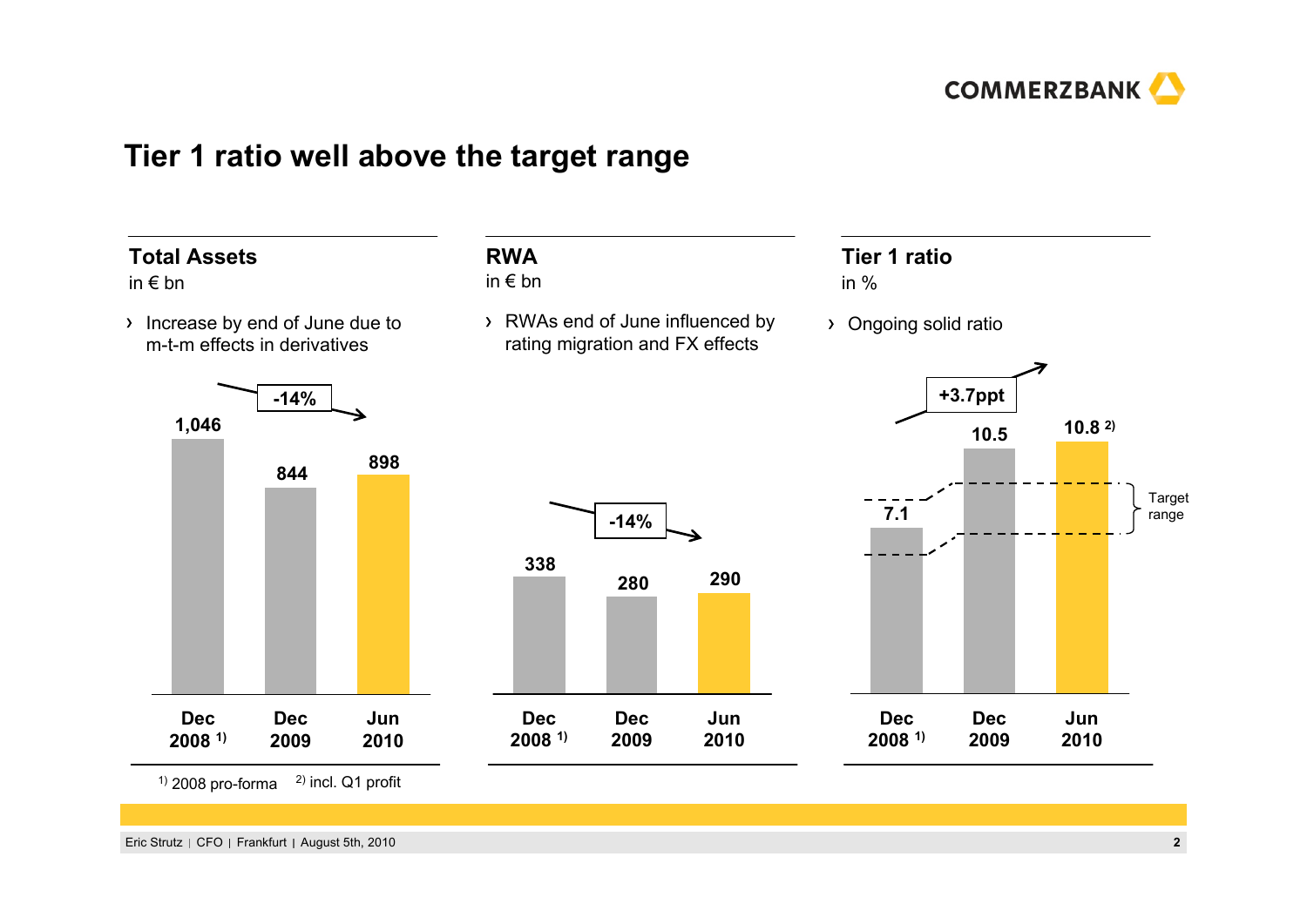# Tier 1 ratio well above the target range

## Total Assets

in € bn

- Increase by end of June due to m-t-m effects in derivatives

| Dec 2008 [1] | Dec 2009 | Jun 2010 |
|---|---|---|
| 1,046 | 844 | 898 |

-14%

## RWA

in € bn

- RWAs end of June influenced by rating migration and FX effects

| Dec 2008 [1] | Dec 2009 | Jun 2010 |
|---|---|---|
| 338 | 280 | 290 |

-14%

## Tier 1 ratio

in %

- Ongoing solid ratio

| Dec 2008 [1] | Dec 2009 | Jun 2010 |
|---|---|---|
| 7.1 | 10.5 | 10.8 [2] |

+3.7ppt

Target range

[1] 2008 pro-forma [2] incl. Q1 profit

Eric Strutz | CFO | Frankfurt | August 5th, 2010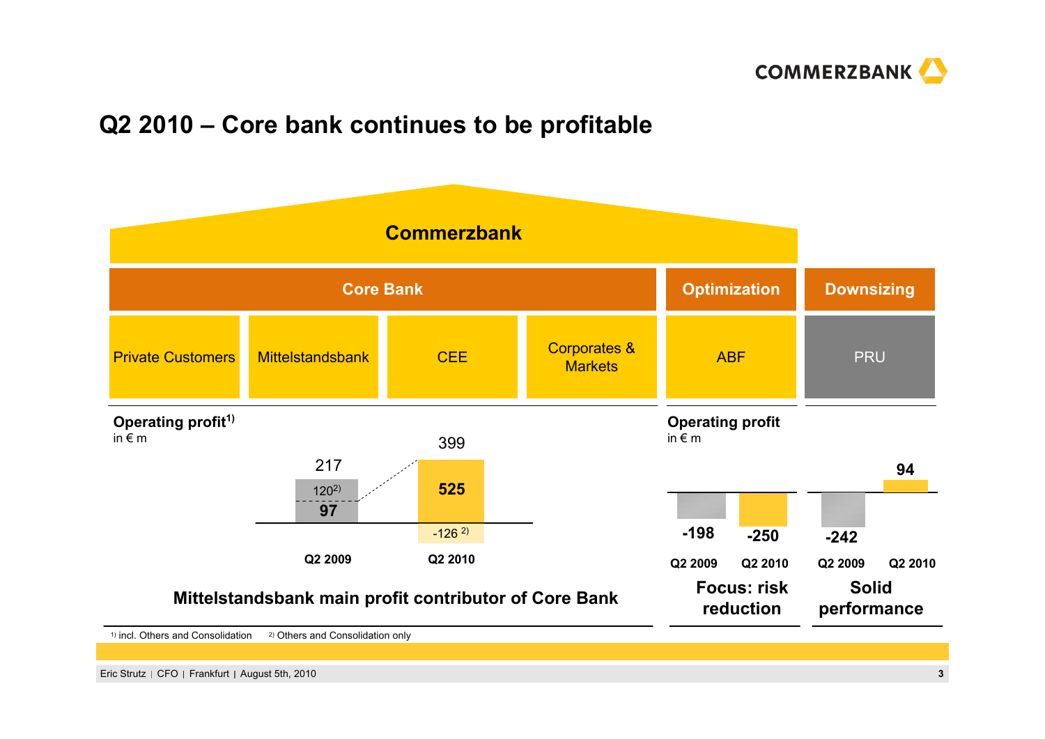# Q2 2010 – Core bank continues to be profitable

**Commerzbank**

| Core Bank | | | | Optimization | Downsizing |
|---|---|---|---|---|---|
| Private Customers | Mittelstandsbank | CEE | Corporates & Markets | ABF | PRU |

**Operating profit[1)]**
in € m

| | Q2 2009 | Q2 2010 |
|---|---|---|
| Total | 217 | 399 |
| Core Bank segments | 97 | 525 |
| Others and Consolidation[2)] | 120 | -126 |

**Mittelstandsbank main profit contributor of Core Bank**

**Operating profit**
in € m

| | Q2 2009 | Q2 2010 |
|---|---|---|
| ABF | -198 | -250 |
| PRU | -242 | 94 |

**ABF – Focus: risk reduction**

**PRU – Solid performance**

1) incl. Others and Consolidation 2) Others and Consolidation only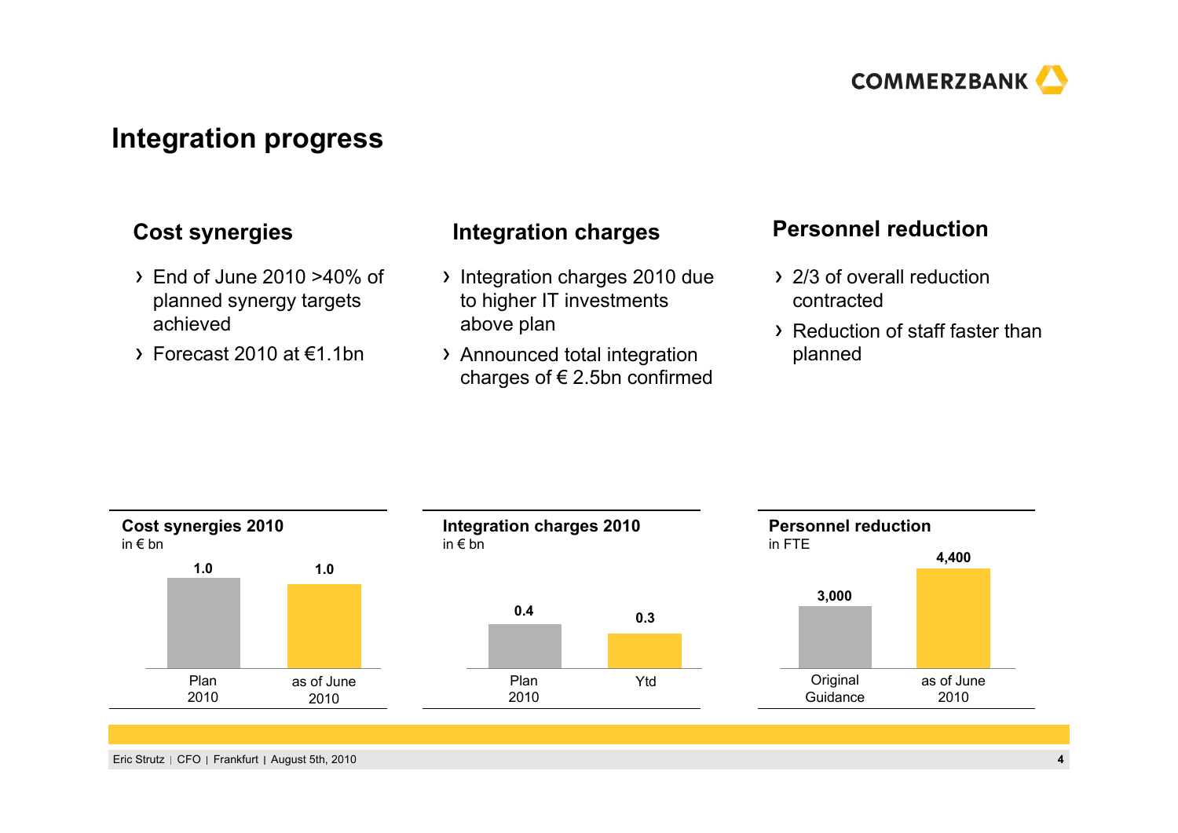## Integration progress

### Cost synergies

- End of June 2010 >40% of planned synergy targets achieved
- Forecast 2010 at €1.1bn

### Integration charges

- Integration charges 2010 due to higher IT investments above plan
- Announced total integration charges of € 2.5bn confirmed

### Personnel reduction

- 2/3 of overall reduction contracted
- Reduction of staff faster than planned

**Cost synergies 2010**
in € bn

| Plan 2010 | as of June 2010 |
|---|---|
| 1.0 | 1.0 |

**Integration charges 2010**
in € bn

| Plan 2010 | Ytd |
|---|---|
| 0.4 | 0.3 |

**Personnel reduction**
in FTE

| Original Guidance | as of June 2010 |
|---|---|
| 3,000 | 4,400 |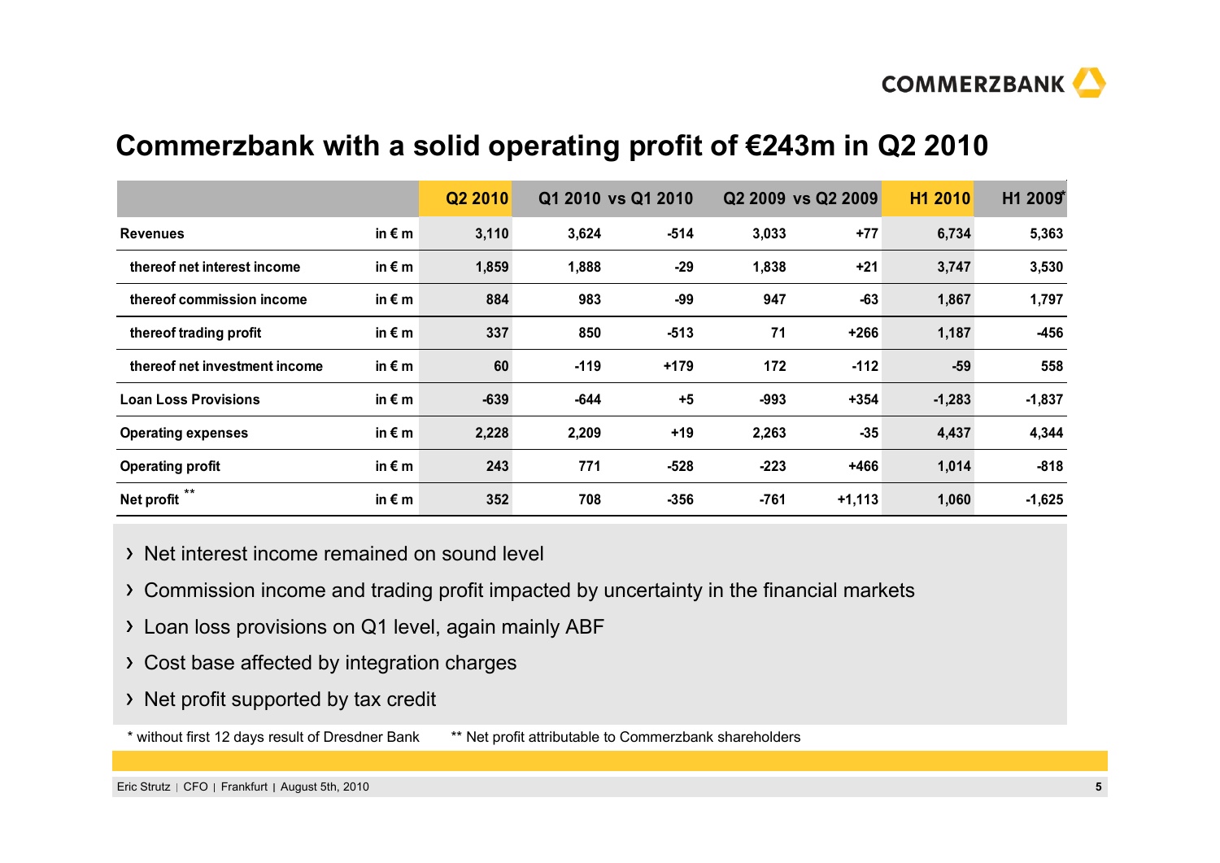# Commerzbank with a solid operating profit of €243m in Q2 2010

| | | Q2 2010 | Q1 2010 | vs Q1 2010 | Q2 2009 | vs Q2 2009 | H1 2010 | H1 2009* |
|---|---|---|---|---|---|---|---|---|
| **Revenues** | in € m | 3,110 | 3,624 | -514 | 3,033 | +77 | 6,734 | 5,363 |
| thereof net interest income | in € m | 1,859 | 1,888 | -29 | 1,838 | +21 | 3,747 | 3,530 |
| thereof commission income | in € m | 884 | 983 | -99 | 947 | -63 | 1,867 | 1,797 |
| thereof trading profit | in € m | 337 | 850 | -513 | 71 | +266 | 1,187 | -456 |
| thereof net investment income | in € m | 60 | -119 | +179 | 172 | -112 | -59 | 558 |
| **Loan Loss Provisions** | in € m | -639 | -644 | +5 | -993 | +354 | -1,283 | -1,837 |
| **Operating expenses** | in € m | 2,228 | 2,209 | +19 | 2,263 | -35 | 4,437 | 4,344 |
| **Operating profit** | in € m | 243 | 771 | -528 | -223 | +466 | 1,014 | -818 |
| **Net profit** ** | in € m | 352 | 708 | -356 | -761 | +1,113 | 1,060 | -1,625 |

- Net interest income remained on sound level
- Commission income and trading profit impacted by uncertainty in the financial markets
- Loan loss provisions on Q1 level, again mainly ABF
- Cost base affected by integration charges
- Net profit supported by tax credit

\* without first 12 days result of Dresdner Bank ** Net profit attributable to Commerzbank shareholders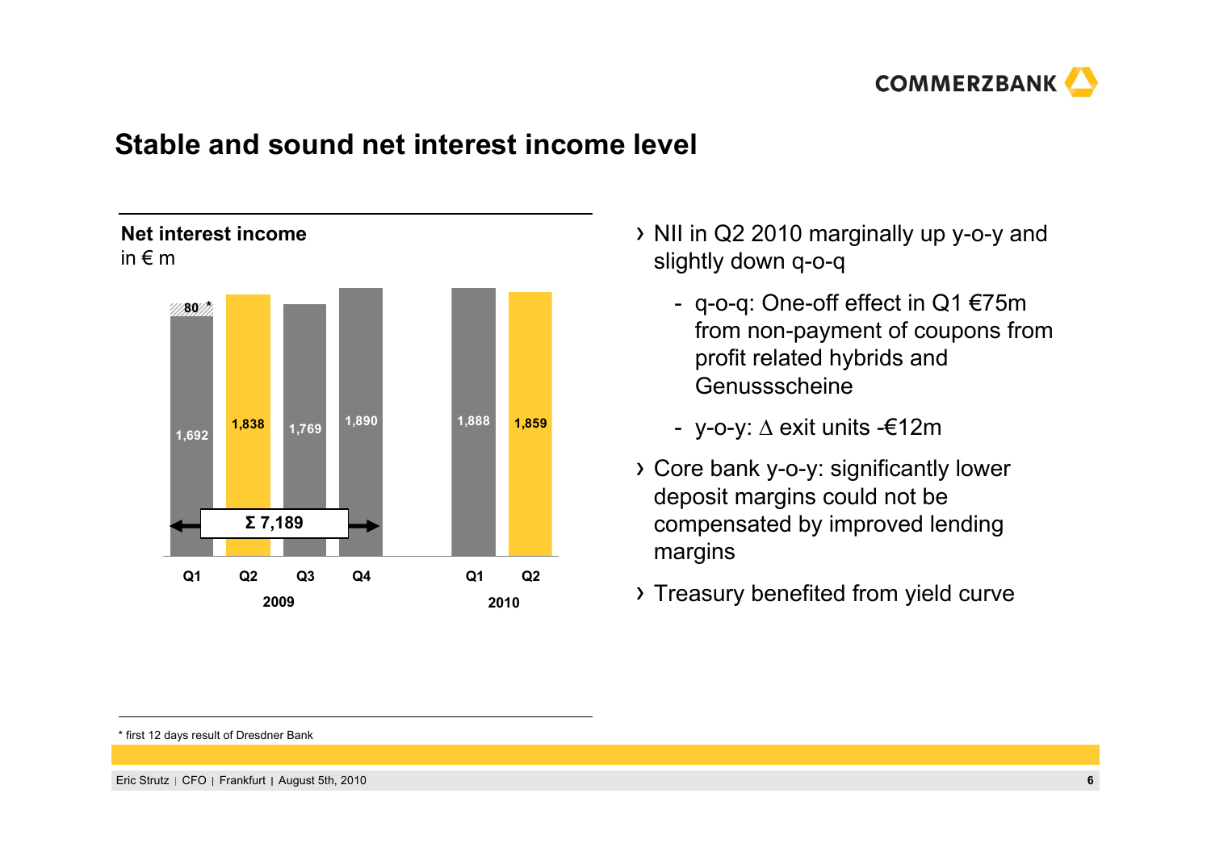# Stable and sound net interest income level

**Net interest income**
in € m

| | 2009 Q1 | 2009 Q2 | 2009 Q3 | 2009 Q4 | 2010 Q1 | 2010 Q2 |
|---|---|---|---|---|---|---|
| Net interest income | 1,692 (+80*) | 1,838 | 1,769 | 1,890 | 1,888 | 1,859 |

Σ 7,189 (2009)

- NII in Q2 2010 marginally up y-o-y and slightly down q-o-q
  - q-o-q: One-off effect in Q1 €75m from non-payment of coupons from profit related hybrids and Genussscheine
  - y-o-y: ∆ exit units -€12m
- Core bank y-o-y: significantly lower deposit margins could not be compensated by improved lending margins
- Treasury benefited from yield curve

\* first 12 days result of Dresdner Bank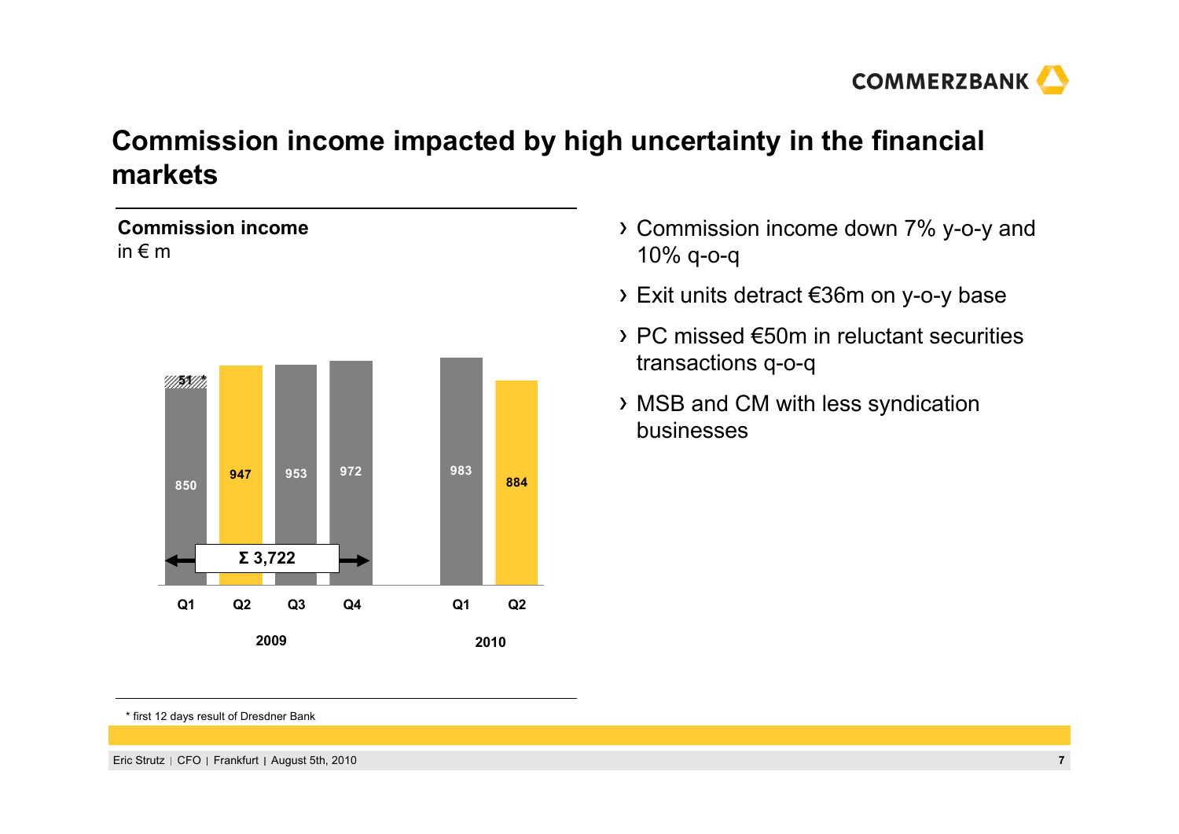# Commission income impacted by high uncertainty in the financial markets

**Commission income**
in € m

| | Q1 2009 | Q2 2009 | Q3 2009 | Q4 2009 | Q1 2010 | Q2 2010 |
|---|---|---|---|---|---|---|
| Commission income | 850 (+51*) | 947 | 953 | 972 | 983 | 884 |

Σ 3,722 (2009)

- Commission income down 7% y-o-y and 10% q-o-q
- Exit units detract €36m on y-o-y base
- PC missed €50m in reluctant securities transactions q-o-q
- MSB and CM with less syndication businesses

\* first 12 days result of Dresdner Bank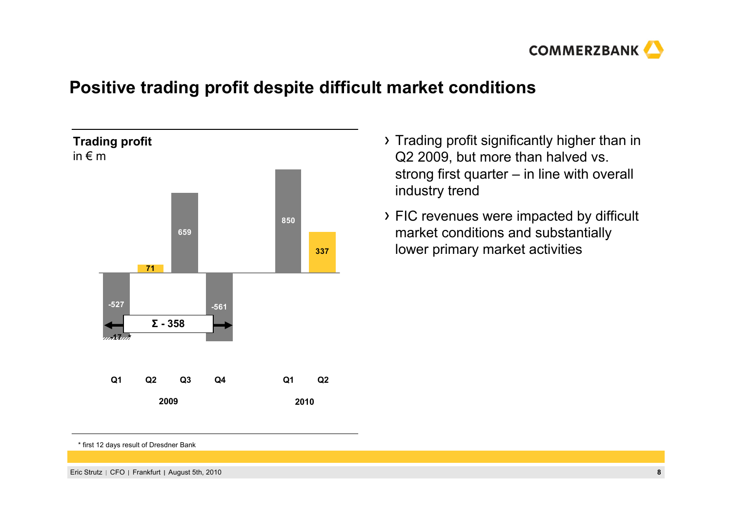# Positive trading profit despite difficult market conditions

**Trading profit**
in € m

| | Q1 2009 | Q2 2009 | Q3 2009 | Q4 2009 | Q1 2010 | Q2 2010 |
|---|---|---|---|---|---|---|
| Trading profit | -527 (-17*) | 71 | 659 | -561 | 850 | 337 |

Σ - 358 (2009)

- Trading profit significantly higher than in Q2 2009, but more than halved vs. strong first quarter – in line with overall industry trend
- FIC revenues were impacted by difficult market conditions and substantially lower primary market activities

\* first 12 days result of Dresdner Bank

Eric Strutz | CFO | Frankfurt | August 5th, 2010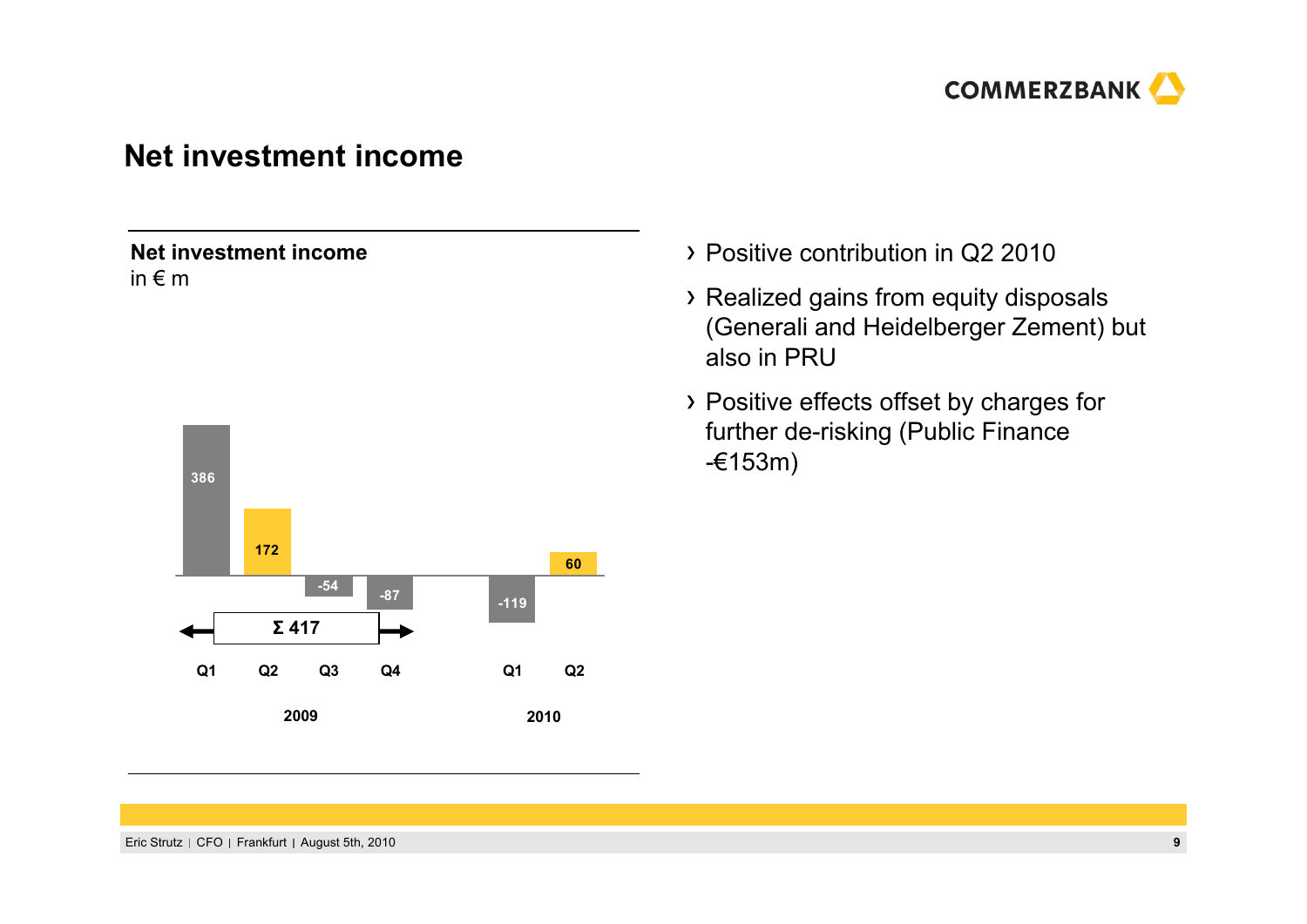# Net investment income

**Net investment income**
in € m

| | Q1 2009 | Q2 2009 | Q3 2009 | Q4 2009 | Q1 2010 | Q2 2010 |
|---|---|---|---|---|---|---|
| Net investment income | 386 | 172 | -54 | -87 | -119 | 60 |

Σ 417 (2009)

- Positive contribution in Q2 2010
- Realized gains from equity disposals (Generali and Heidelberger Zement) but also in PRU
- Positive effects offset by charges for further de-risking (Public Finance -€153m)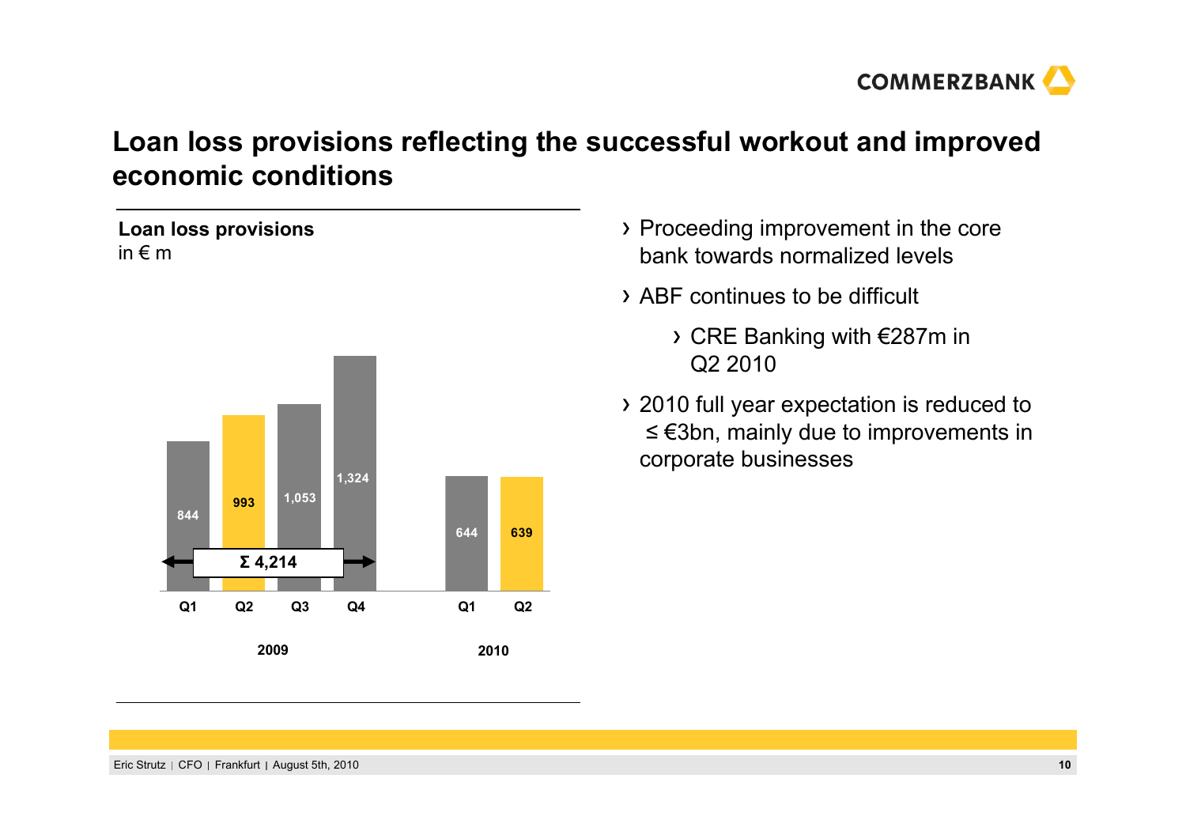# Loan loss provisions reflecting the successful workout and improved economic conditions

**Loan loss provisions**
in € m

| | 2009 Q1 | 2009 Q2 | 2009 Q3 | 2009 Q4 | 2010 Q1 | 2010 Q2 |
|---|---|---|---|---|---|---|
| Loan loss provisions | 844 | 993 | 1,053 | 1,324 | 644 | 639 |

Σ 4,214 (2009)

- Proceeding improvement in the core bank towards normalized levels
- ABF continues to be difficult
  - CRE Banking with €287m in Q2 2010
- 2010 full year expectation is reduced to ≤ €3bn, mainly due to improvements in corporate businesses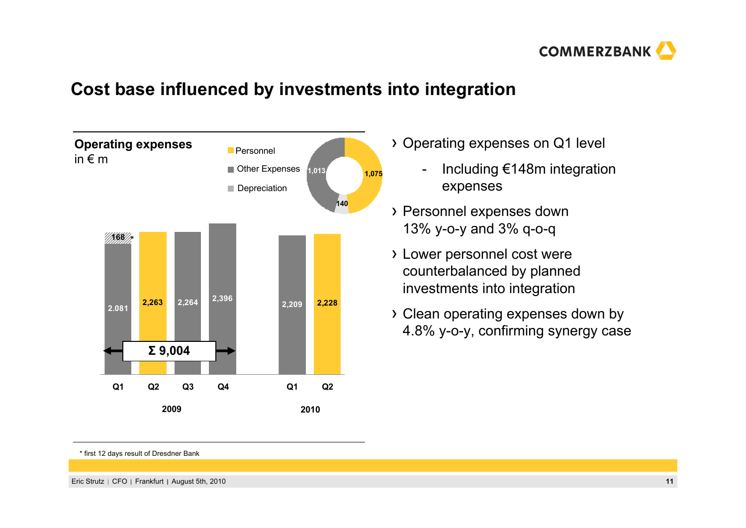# Cost base influenced by investments into integration

**Operating expenses**
in € m

Personnel | Other Expenses | Depreciation

Q2 2010 breakdown: Personnel 1,075; Other Expenses 1,013; Depreciation 140

| | 2009 Q1 | 2009 Q2 | 2009 Q3 | 2009 Q4 | 2010 Q1 | 2010 Q2 |
|---|---|---|---|---|---|---|
| Operating expenses | 2.081 (+168*) | 2,263 | 2,264 | 2,396 | 2,209 | 2,228 |

2009: Σ 9,004

- › Operating expenses on Q1 level
  - Including €148m integration expenses
- › Personnel expenses down 13% y-o-y and 3% q-o-q
- › Lower personnel cost were counterbalanced by planned investments into integration
- › Clean operating expenses down by 4.8% y-o-y, confirming synergy case

\* first 12 days result of Dresdner Bank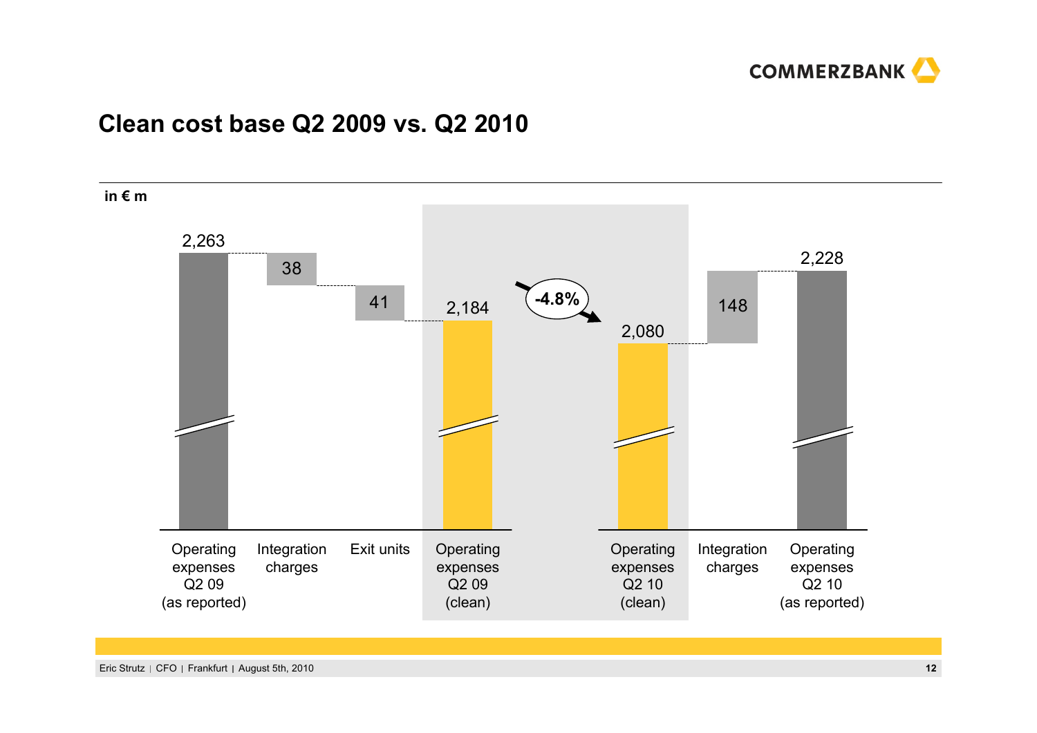# Clean cost base Q2 2009 vs. Q2 2010

in € m

| Operating expenses Q2 09 (as reported) | Integration charges | Exit units | Operating expenses Q2 09 (clean) | Operating expenses Q2 10 (clean) | Integration charges | Operating expenses Q2 10 (as reported) |
|---|---|---|---|---|---|---|
| 2,263 | 38 | 41 | 2,184 | 2,080 | 148 | 2,228 |

-4.8%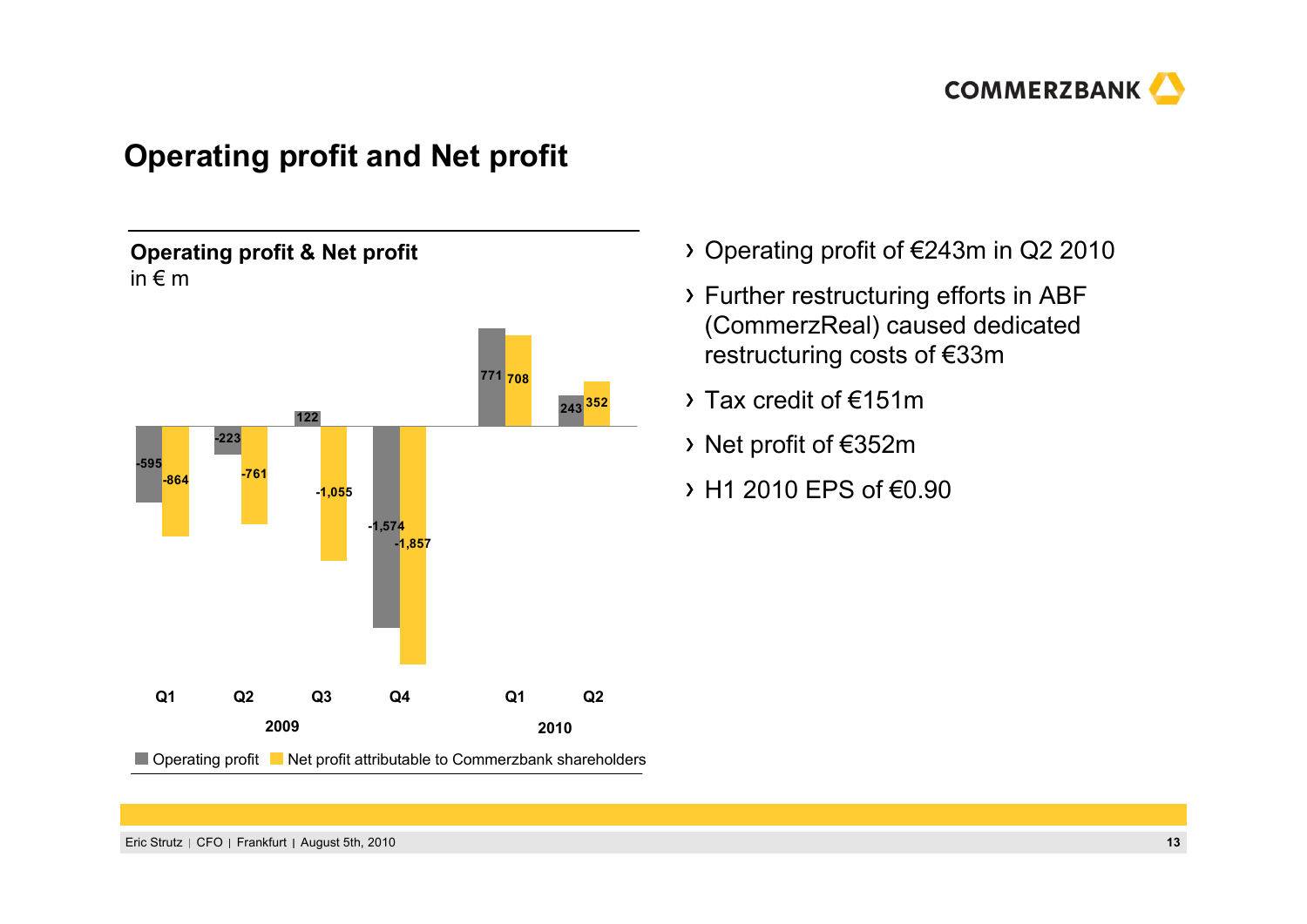# Operating profit and Net profit

**Operating profit & Net profit**
in € m

| | 2009 Q1 | 2009 Q2 | 2009 Q3 | 2009 Q4 | 2010 Q1 | 2010 Q2 |
|---|---|---|---|---|---|---|
| Operating profit | -595 | -223 | 122 | -1,574 | 771 | 243 |
| Net profit attributable to Commerzbank shareholders | -864 | -761 | -1,055 | -1,857 | 708 | 352 |

- Operating profit of €243m in Q2 2010
- Further restructuring efforts in ABF (CommerzReal) caused dedicated restructuring costs of €33m
- Tax credit of €151m
- Net profit of €352m
- H1 2010 EPS of €0.90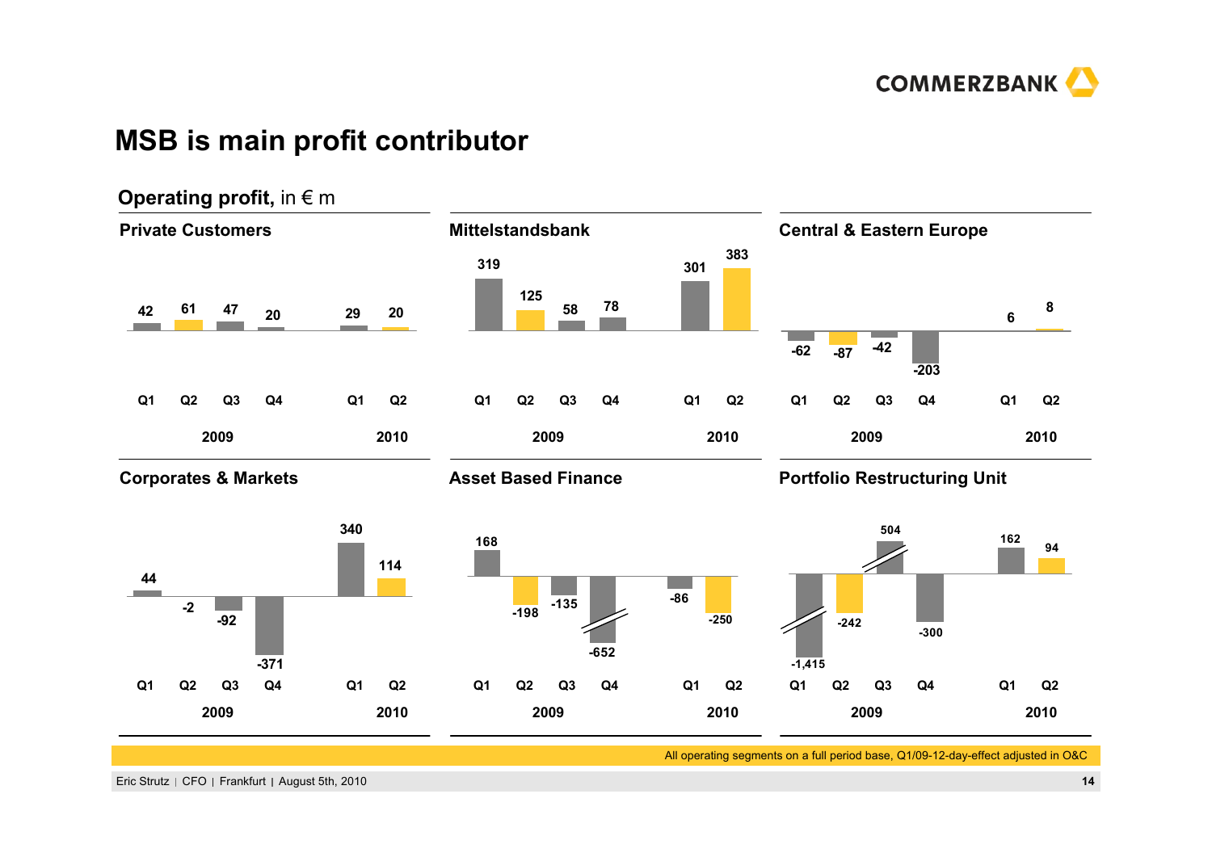# MSB is main profit contributor

**Operating profit,** in € m

### Private Customers

| | Q1 2009 | Q2 2009 | Q3 2009 | Q4 2009 | Q1 2010 | Q2 2010 |
|---|---|---|---|---|---|---|
| Private Customers | 42 | 61 | 47 | 20 | 29 | 20 |

### Mittelstandsbank

| | Q1 2009 | Q2 2009 | Q3 2009 | Q4 2009 | Q1 2010 | Q2 2010 |
|---|---|---|---|---|---|---|
| Mittelstandsbank | 319 | 125 | 58 | 78 | 301 | 383 |

### Central & Eastern Europe

| | Q1 2009 | Q2 2009 | Q3 2009 | Q4 2009 | Q1 2010 | Q2 2010 |
|---|---|---|---|---|---|---|
| Central & Eastern Europe | -62 | -87 | -42 | -203 | 6 | 8 |

### Corporates & Markets

| | Q1 2009 | Q2 2009 | Q3 2009 | Q4 2009 | Q1 2010 | Q2 2010 |
|---|---|---|---|---|---|---|
| Corporates & Markets | 44 | -2 | -92 | -371 | 340 | 114 |

### Asset Based Finance

| | Q1 2009 | Q2 2009 | Q3 2009 | Q4 2009 | Q1 2010 | Q2 2010 |
|---|---|---|---|---|---|---|
| Asset Based Finance | 168 | -198 | -135 | -652 | -86 | -250 |

### Portfolio Restructuring Unit

| | Q1 2009 | Q2 2009 | Q3 2009 | Q4 2009 | Q1 2010 | Q2 2010 |
|---|---|---|---|---|---|---|
| Portfolio Restructuring Unit | -1,415 | -242 | 504 | -300 | 162 | 94 |

All operating segments on a full period base, Q1/09-12-day-effect adjusted in O&C

Eric Strutz | CFO | Frankfurt | August 5th, 2010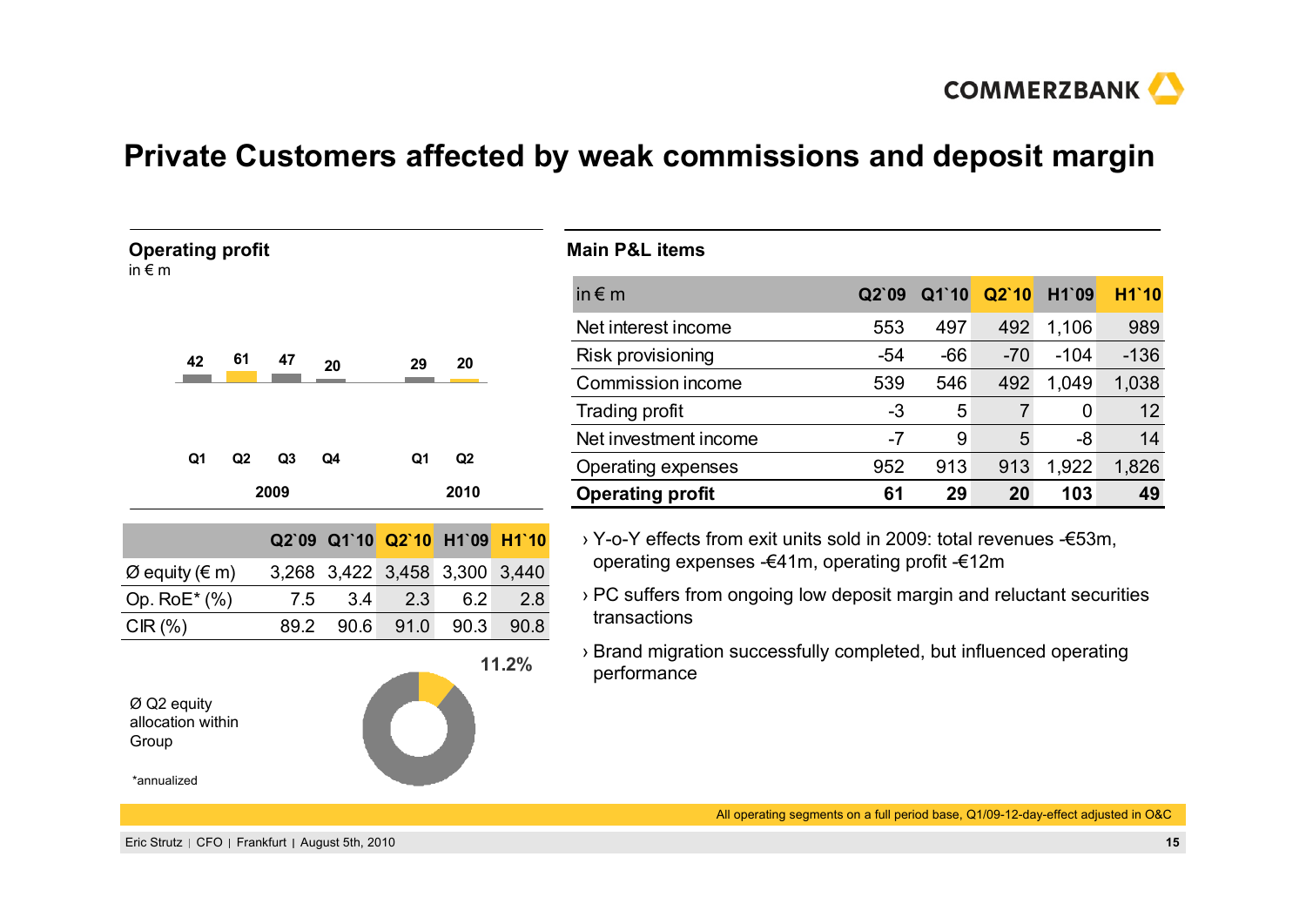# Private Customers affected by weak commissions and deposit margin

**Operating profit**
in € m

| | Q1 2009 | Q2 2009 | Q3 2009 | Q4 2009 | Q1 2010 | Q2 2010 |
|---|---|---|---|---|---|---|
| Operating profit | 42 | 61 | 47 | 20 | 29 | 20 |

| | Q2`09 | Q1`10 | Q2`10 | H1`09 | H1`10 |
|---|---|---|---|---|---|
| Ø equity (€ m) | 3,268 | 3,422 | 3,458 | 3,300 | 3,440 |
| Op. RoE* (%) | 7.5 | 3.4 | 2.3 | 6.2 | 2.8 |
| CIR (%) | 89.2 | 90.6 | 91.0 | 90.3 | 90.8 |

Ø Q2 equity allocation within Group: 11.2%

*annualized

**Main P&L items**

| in € m | Q2`09 | Q1`10 | Q2`10 | H1`09 | H1`10 |
|---|---|---|---|---|---|
| Net interest income | 553 | 497 | 492 | 1,106 | 989 |
| Risk provisioning | -54 | -66 | -70 | -104 | -136 |
| Commission income | 539 | 546 | 492 | 1,049 | 1,038 |
| Trading profit | -3 | 5 | 7 | 0 | 12 |
| Net investment income | -7 | 9 | 5 | -8 | 14 |
| Operating expenses | 952 | 913 | 913 | 1,922 | 1,826 |
| **Operating profit** | **61** | **29** | **20** | **103** | **49** |

- Y-o-Y effects from exit units sold in 2009: total revenues -€53m, operating expenses -€41m, operating profit -€12m
- PC suffers from ongoing low deposit margin and reluctant securities transactions
- Brand migration successfully completed, but influenced operating performance

All operating segments on a full period base, Q1/09-12-day-effect adjusted in O&C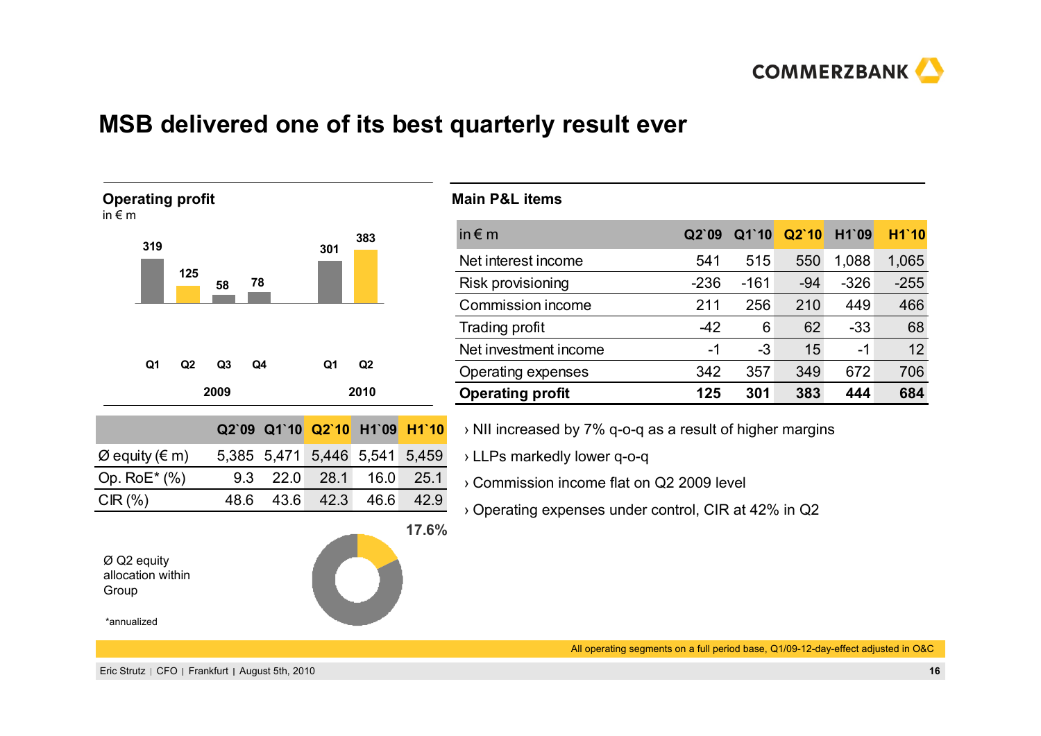# MSB delivered one of its best quarterly result ever

**Operating profit**
in € m

| | 2009 Q1 | 2009 Q2 | 2009 Q3 | 2009 Q4 | 2010 Q1 | 2010 Q2 |
|---|---|---|---|---|---|---|
| Operating profit | 319 | 125 | 58 | 78 | 301 | 383 |

| | Q2`09 | Q1`10 | Q2`10 | H1`09 | H1`10 |
|---|---|---|---|---|---|
| Ø equity (€ m) | 5,385 | 5,471 | 5,446 | 5,541 | 5,459 |
| Op. RoE* (%) | 9.3 | 22.0 | 28.1 | 16.0 | 25.1 |
| CIR (%) | 48.6 | 43.6 | 42.3 | 46.6 | 42.9 |

Ø Q2 equity allocation within Group: 17.6%

*annualized

**Main P&L items**

| in € m | Q2`09 | Q1`10 | Q2`10 | H1`09 | H1`10 |
|---|---|---|---|---|---|
| Net interest income | 541 | 515 | 550 | 1,088 | 1,065 |
| Risk provisioning | -236 | -161 | -94 | -326 | -255 |
| Commission income | 211 | 256 | 210 | 449 | 466 |
| Trading profit | -42 | 6 | 62 | -33 | 68 |
| Net investment income | -1 | -3 | 15 | -1 | 12 |
| Operating expenses | 342 | 357 | 349 | 672 | 706 |
| **Operating profit** | **125** | **301** | **383** | **444** | **684** |

- NII increased by 7% q-o-q as a result of higher margins
- LLPs markedly lower q-o-q
- Commission income flat on Q2 2009 level
- Operating expenses under control, CIR at 42% in Q2

All operating segments on a full period base, Q1/09-12-day-effect adjusted in O&C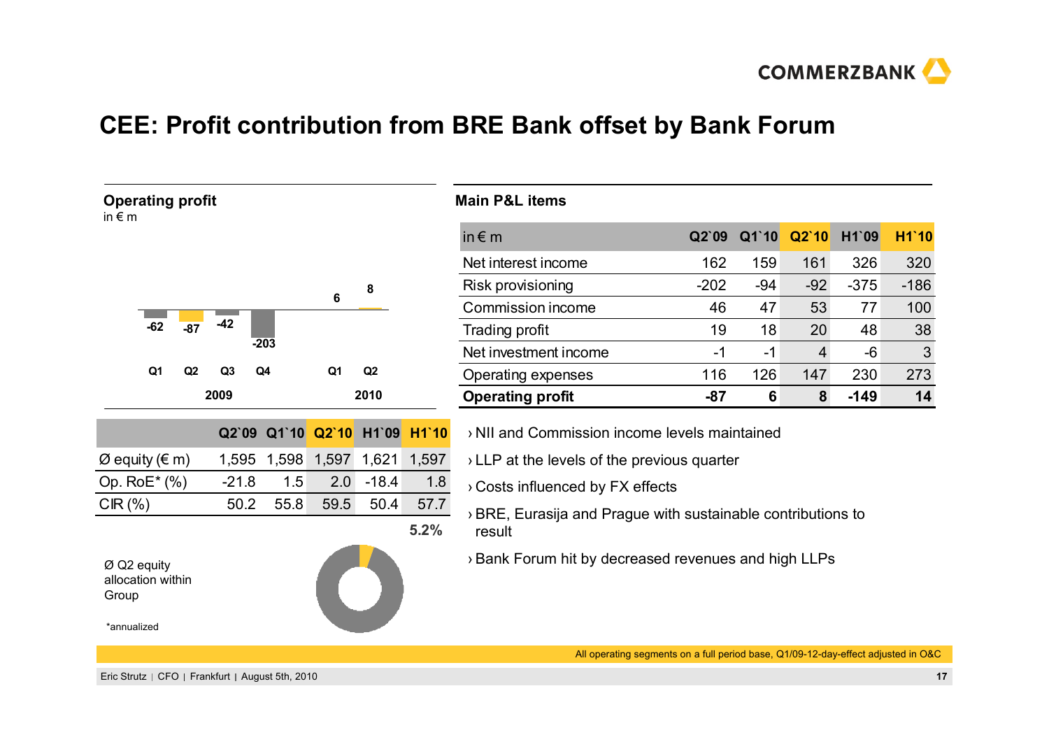# CEE: Profit contribution from BRE Bank offset by Bank Forum

**Operating profit**
in € m

| | Q1 2009 | Q2 2009 | Q3 2009 | Q4 2009 | Q1 2010 | Q2 2010 |
|---|---|---|---|---|---|---|
| Operating profit | -62 | -87 | -42 | -203 | 6 | 8 |

| | Q2`09 | Q1`10 | Q2`10 | H1`09 | H1`10 |
|---|---|---|---|---|---|
| Ø equity (€ m) | 1,595 | 1,598 | 1,597 | 1,621 | 1,597 |
| Op. RoE* (%) | -21.8 | 1.5 | 2.0 | -18.4 | 1.8 |
| CIR (%) | 50.2 | 55.8 | 59.5 | 50.4 | 57.7 |

Ø Q2 equity allocation within Group: 5.2%

*annualized

**Main P&L items**

| in € m | Q2`09 | Q1`10 | Q2`10 | H1`09 | H1`10 |
|---|---|---|---|---|---|
| Net interest income | 162 | 159 | 161 | 326 | 320 |
| Risk provisioning | -202 | -94 | -92 | -375 | -186 |
| Commission income | 46 | 47 | 53 | 77 | 100 |
| Trading profit | 19 | 18 | 20 | 48 | 38 |
| Net investment income | -1 | -1 | 4 | -6 | 3 |
| Operating expenses | 116 | 126 | 147 | 230 | 273 |
| **Operating profit** | **-87** | **6** | **8** | **-149** | **14** |

- NII and Commission income levels maintained
- LLP at the levels of the previous quarter
- Costs influenced by FX effects
- BRE, Eurasija and Prague with sustainable contributions to result
- Bank Forum hit by decreased revenues and high LLPs

All operating segments on a full period base, Q1/09-12-day-effect adjusted in O&C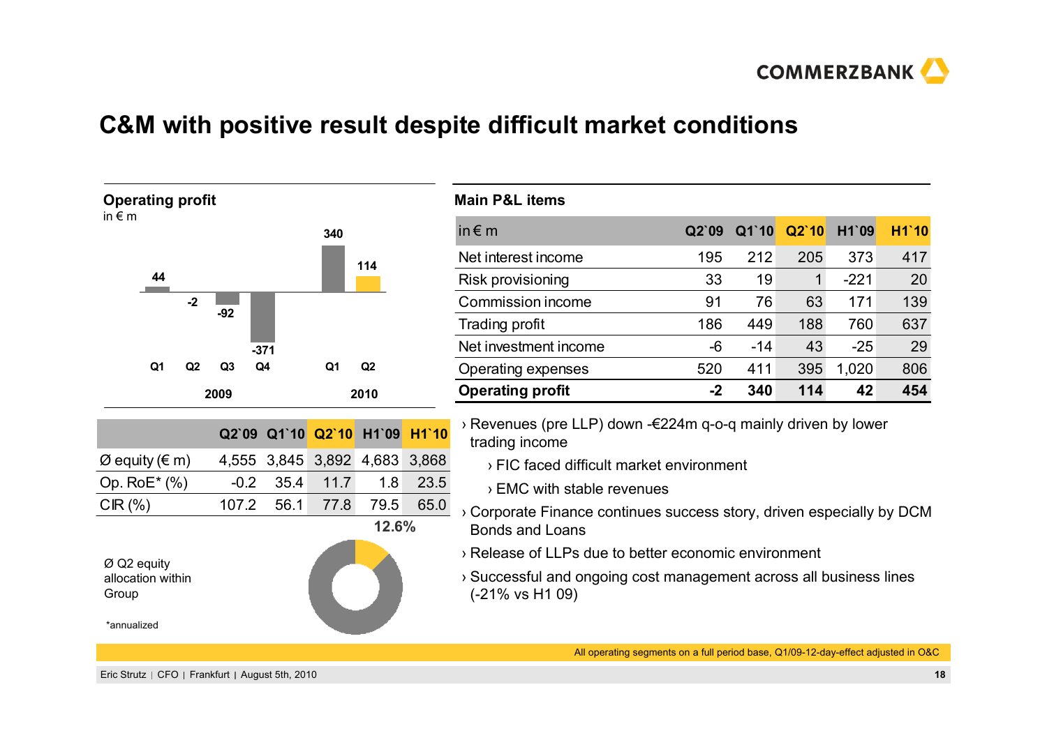# C&M with positive result despite difficult market conditions

**Operating profit**
in € m

| | 2009 Q1 | 2009 Q2 | 2009 Q3 | 2009 Q4 | 2010 Q1 | 2010 Q2 |
|---|---|---|---|---|---|---|
| Operating profit | 44 | -2 | -92 | -371 | 340 | 114 |

| | Q2`09 | Q1`10 | Q2`10 | H1`09 | H1`10 |
|---|---|---|---|---|---|
| Ø equity (€ m) | 4,555 | 3,845 | 3,892 | 4,683 | 3,868 |
| Op. RoE* (%) | -0.2 | 35.4 | 11.7 | 1.8 | 23.5 |
| CIR (%) | 107.2 | 56.1 | 77.8 | 79.5 | 65.0 |

Ø Q2 equity allocation within Group: 12.6%

*annualized

**Main P&L items**

| in € m | Q2`09 | Q1`10 | Q2`10 | H1`09 | H1`10 |
|---|---|---|---|---|---|
| Net interest income | 195 | 212 | 205 | 373 | 417 |
| Risk provisioning | 33 | 19 | 1 | -221 | 20 |
| Commission income | 91 | 76 | 63 | 171 | 139 |
| Trading profit | 186 | 449 | 188 | 760 | 637 |
| Net investment income | -6 | -14 | 43 | -25 | 29 |
| Operating expenses | 520 | 411 | 395 | 1,020 | 806 |
| **Operating profit** | **-2** | **340** | **114** | **42** | **454** |

- Revenues (pre LLP) down -€224m q-o-q mainly driven by lower trading income
  - FIC faced difficult market environment
  - EMC with stable revenues
- Corporate Finance continues success story, driven especially by DCM Bonds and Loans
- Release of LLPs due to better economic environment
- Successful and ongoing cost management across all business lines (-21% vs H1 09)

All operating segments on a full period base, Q1/09-12-day-effect adjusted in O&C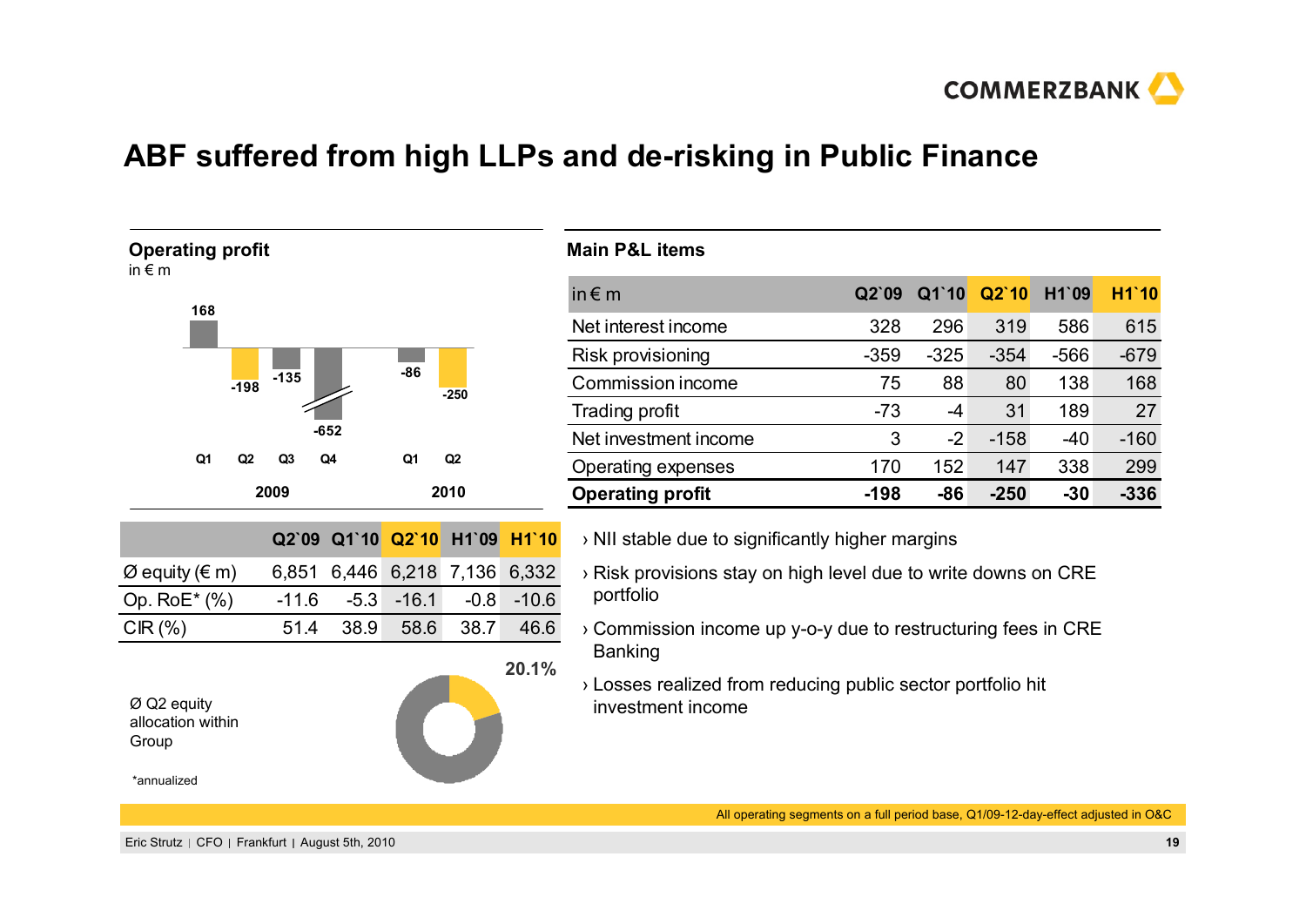# ABF suffered from high LLPs and de-risking in Public Finance

**Operating profit**
in € m

| | Q1 2009 | Q2 2009 | Q3 2009 | Q4 2009 | Q1 2010 | Q2 2010 |
|---|---|---|---|---|---|---|
| Operating profit | 168 | -198 | -135 | -652 | -86 | -250 |

| | Q2`09 | Q1`10 | Q2`10 | H1`09 | H1`10 |
|---|---|---|---|---|---|
| Ø equity (€ m) | 6,851 | 6,446 | 6,218 | 7,136 | 6,332 |
| Op. RoE* (%) | -11.6 | -5.3 | -16.1 | -0.8 | -10.6 |
| CIR (%) | 51.4 | 38.9 | 58.6 | 38.7 | 46.6 |

Ø Q2 equity allocation within Group: 20.1%

*annualized

**Main P&L items**

| in € m | Q2`09 | Q1`10 | Q2`10 | H1`09 | H1`10 |
|---|---|---|---|---|---|
| Net interest income | 328 | 296 | 319 | 586 | 615 |
| Risk provisioning | -359 | -325 | -354 | -566 | -679 |
| Commission income | 75 | 88 | 80 | 138 | 168 |
| Trading profit | -73 | -4 | 31 | 189 | 27 |
| Net investment income | 3 | -2 | -158 | -40 | -160 |
| Operating expenses | 170 | 152 | 147 | 338 | 299 |
| **Operating profit** | **-198** | **-86** | **-250** | **-30** | **-336** |

- NII stable due to significantly higher margins
- Risk provisions stay on high level due to write downs on CRE portfolio
- Commission income up y-o-y due to restructuring fees in CRE Banking
- Losses realized from reducing public sector portfolio hit investment income

All operating segments on a full period base, Q1/09-12-day-effect adjusted in O&C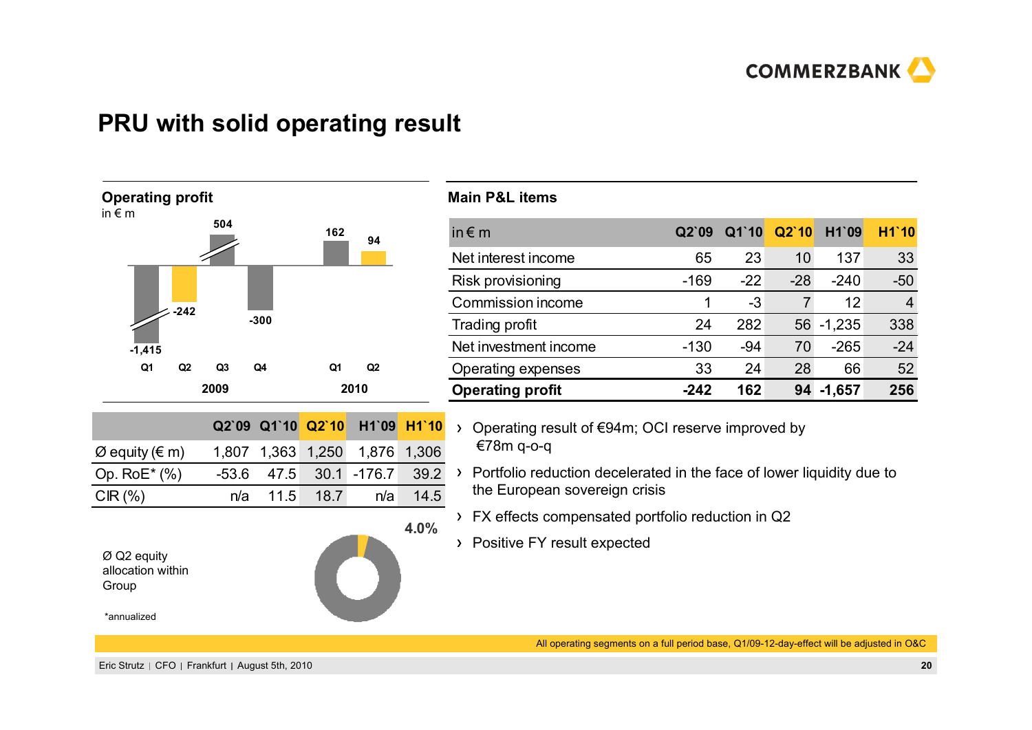# PRU with solid operating result

**Operating profit**
in € m

| | Q1 2009 | Q2 2009 | Q3 2009 | Q4 2009 | Q1 2010 | Q2 2010 |
|---|---|---|---|---|---|---|
| Operating profit | -1,415 | -242 | 504 | -300 | 162 | 94 |

| | Q2`09 | Q1`10 | Q2`10 | H1`09 | H1`10 |
|---|---|---|---|---|---|
| Ø equity (€ m) | 1,807 | 1,363 | 1,250 | 1,876 | 1,306 |
| Op. RoE* (%) | -53.6 | 47.5 | 30.1 | -176.7 | 39.2 |
| CIR (%) | n/a | 11.5 | 18.7 | n/a | 14.5 |

Ø Q2 equity allocation within Group: 4.0%

*annualized

**Main P&L items**

| in € m | Q2`09 | Q1`10 | Q2`10 | H1`09 | H1`10 |
|---|---|---|---|---|---|
| Net interest income | 65 | 23 | 10 | 137 | 33 |
| Risk provisioning | -169 | -22 | -28 | -240 | -50 |
| Commission income | 1 | -3 | 7 | 12 | 4 |
| Trading profit | 24 | 282 | 56 | -1,235 | 338 |
| Net investment income | -130 | -94 | 70 | -265 | -24 |
| Operating expenses | 33 | 24 | 28 | 66 | 52 |
| **Operating profit** | **-242** | **162** | **94** | **-1,657** | **256** |

- Operating result of €94m; OCI reserve improved by €78m q-o-q
- Portfolio reduction decelerated in the face of lower liquidity due to the European sovereign crisis
- FX effects compensated portfolio reduction in Q2
- Positive FY result expected

All operating segments on a full period base, Q1/09-12-day-effect will be adjusted in O&C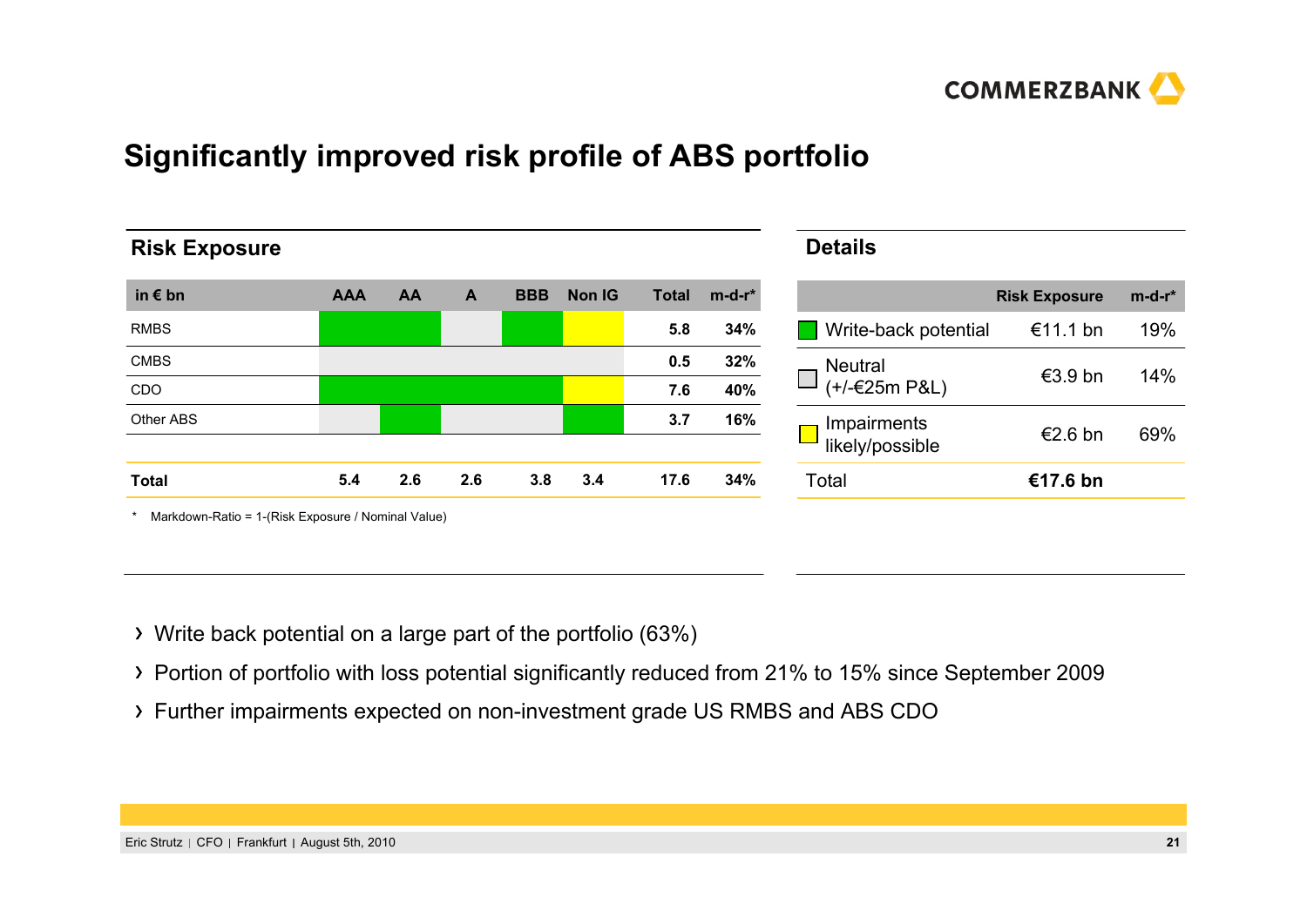# Significantly improved risk profile of ABS portfolio

## Risk Exposure

| in € bn | AAA | AA | A | BBB | Non IG | Total | m-d-r* |
|---|---|---|---|---|---|---|---|
| RMBS | | | | | | 5.8 | 34% |
| CMBS | | | | | | 0.5 | 32% |
| CDO | | | | | | 7.6 | 40% |
| Other ABS | | | | | | 3.7 | 16% |
| **Total** | **5.4** | **2.6** | **2.6** | **3.8** | **3.4** | **17.6** | **34%** |

\* Markdown-Ratio = 1-(Risk Exposure / Nominal Value)

## Details

| | Risk Exposure | m-d-r* |
|---|---|---|
| Write-back potential | €11.1 bn | 19% |
| Neutral (+/-€25m P&L) | €3.9 bn | 14% |
| Impairments likely/possible | €2.6 bn | 69% |
| Total | **€17.6 bn** | |

- Write back potential on a large part of the portfolio (63%)
- Portion of portfolio with loss potential significantly reduced from 21% to 15% since September 2009
- Further impairments expected on non-investment grade US RMBS and ABS CDO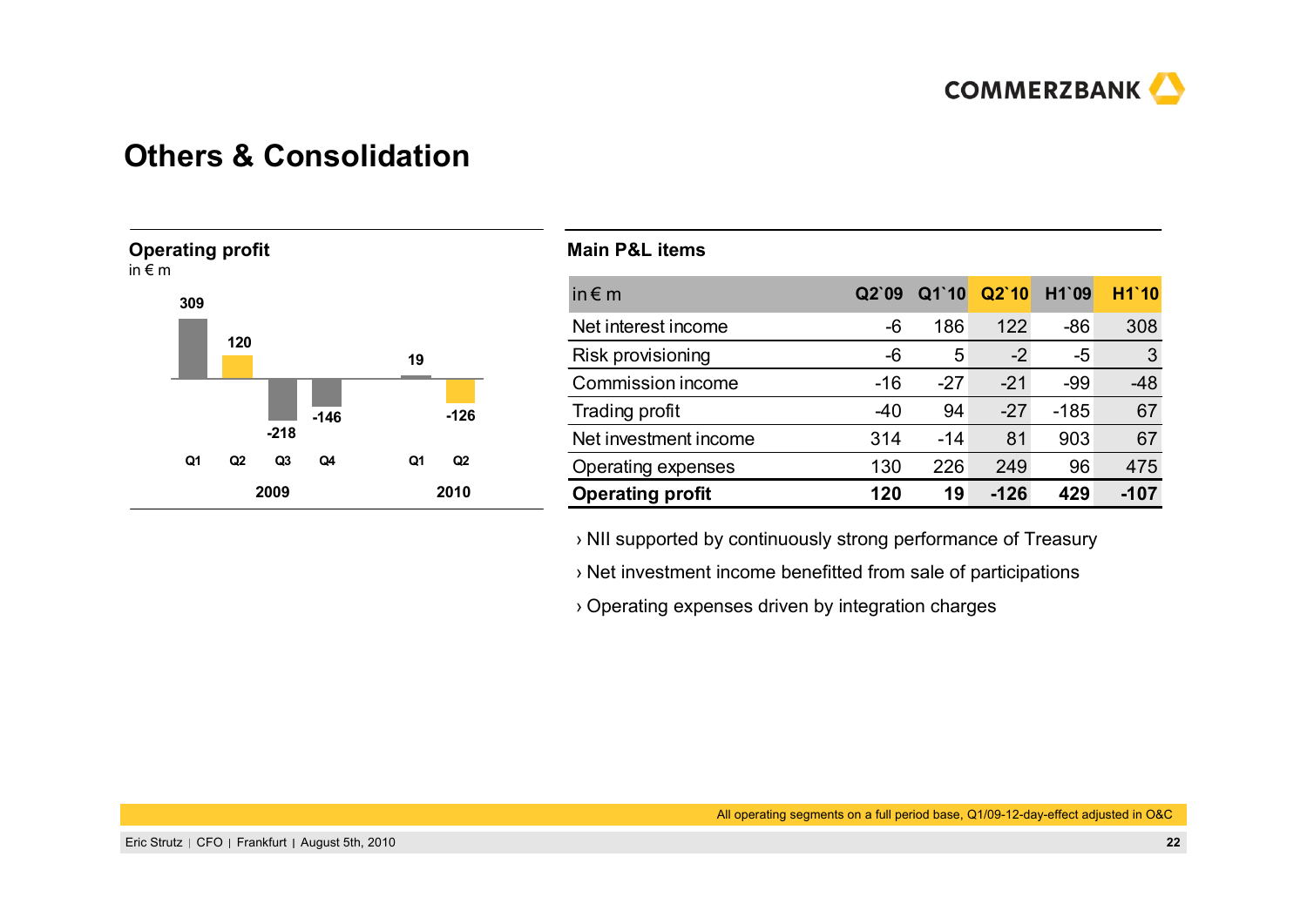# Others & Consolidation

**Operating profit**
in € m

| | Q1 | Q2 | Q3 | Q4 | Q1 | Q2 |
|---|---|---|---|---|---|---|
| | 2009 | | | | 2010 | |
| Operating profit | 309 | 120 | -218 | -146 | 19 | -126 |

**Main P&L items**

| in € m | Q2`09 | Q1`10 | Q2`10 | H1`09 | H1`10 |
|---|---|---|---|---|---|
| Net interest income | -6 | 186 | 122 | -86 | 308 |
| Risk provisioning | -6 | 5 | -2 | -5 | 3 |
| Commission income | -16 | -27 | -21 | -99 | -48 |
| Trading profit | -40 | 94 | -27 | -185 | 67 |
| Net investment income | 314 | -14 | 81 | 903 | 67 |
| Operating expenses | 130 | 226 | 249 | 96 | 475 |
| **Operating profit** | **120** | **19** | **-126** | **429** | **-107** |

› NII supported by continuously strong performance of Treasury

› Net investment income benefitted from sale of participations

› Operating expenses driven by integration charges

All operating segments on a full period base, Q1/09-12-day-effect adjusted in O&C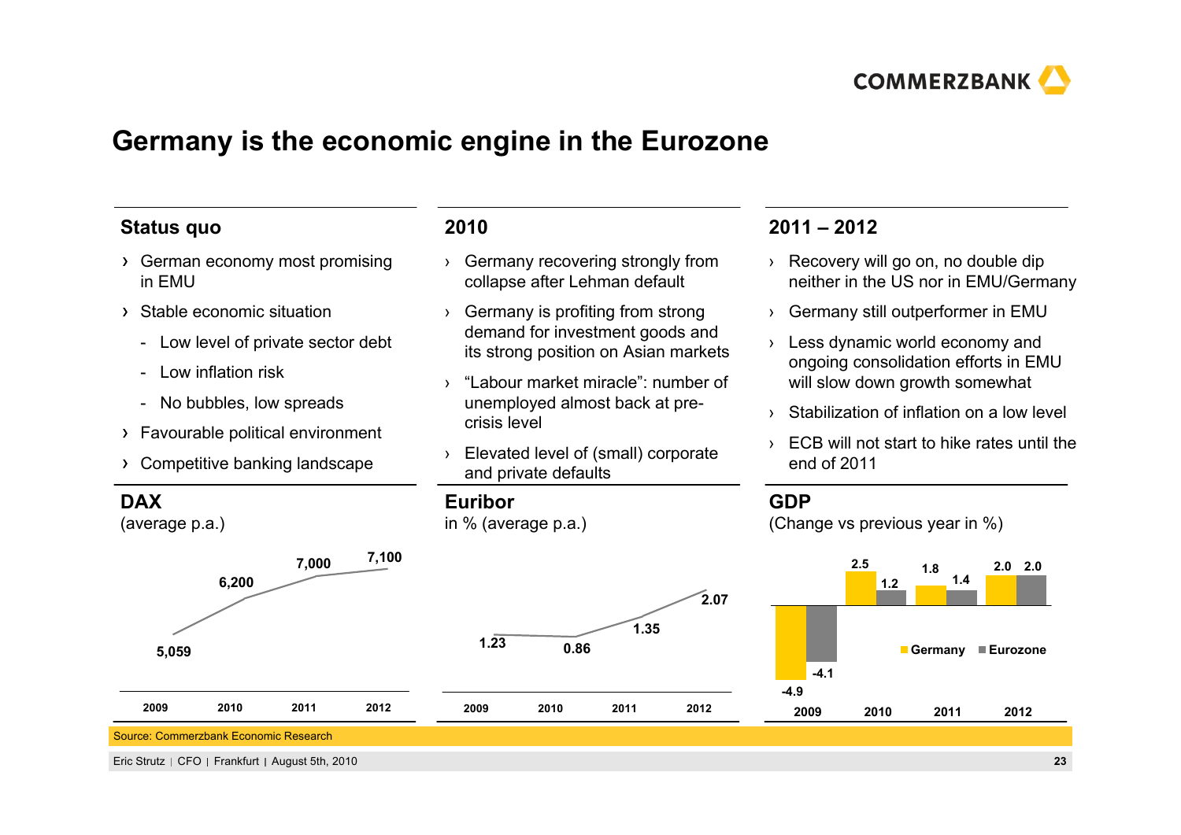# Germany is the economic engine in the Eurozone

## Status quo

- German economy most promising in EMU
- Stable economic situation
  - Low level of private sector debt
  - Low inflation risk
  - No bubbles, low spreads
- Favourable political environment
- Competitive banking landscape

## 2010

- Germany recovering strongly from collapse after Lehman default
- Germany is profiting from strong demand for investment goods and its strong position on Asian markets
- "Labour market miracle": number of unemployed almost back at pre-crisis level
- Elevated level of (small) corporate and private defaults

## 2011 – 2012

- Recovery will go on, no double dip neither in the US nor in EMU/Germany
- Germany still outperformer in EMU
- Less dynamic world economy and ongoing consolidation efforts in EMU will slow down growth somewhat
- Stabilization of inflation on a low level
- ECB will not start to hike rates until the end of 2011

## DAX

(average p.a.)

| 2009 | 2010 | 2011 | 2012 |
|---|---|---|---|
| 5,059 | 6,200 | 7,000 | 7,100 |

## Euribor

in % (average p.a.)

| 2009 | 2010 | 2011 | 2012 |
|---|---|---|---|
| 1.23 | 0.86 | 1.35 | 2.07 |

## GDP

(Change vs previous year in %)

| | 2009 | 2010 | 2011 | 2012 |
|---|---|---|---|---|
| Germany | -4.9 | 2.5 | 1.8 | 2.0 |
| Eurozone | -4.1 | 1.2 | 1.4 | 2.0 |

Source: Commerzbank Economic Research

Eric Strutz | CFO | Frankfurt | August 5th, 2010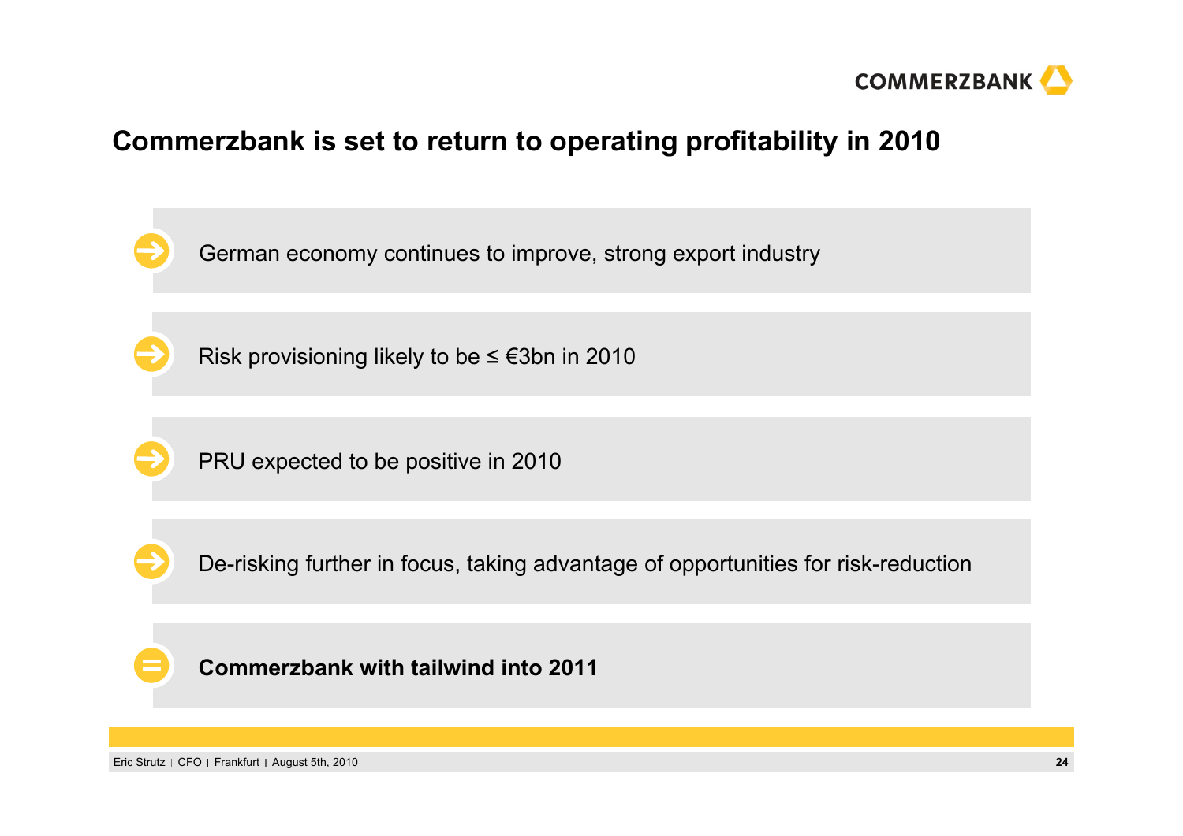# Commerzbank is set to return to operating profitability in 2010

- German economy continues to improve, strong export industry
- Risk provisioning likely to be ≤ €3bn in 2010
- PRU expected to be positive in 2010
- De-risking further in focus, taking advantage of opportunities for risk-reduction

= **Commerzbank with tailwind into 2011**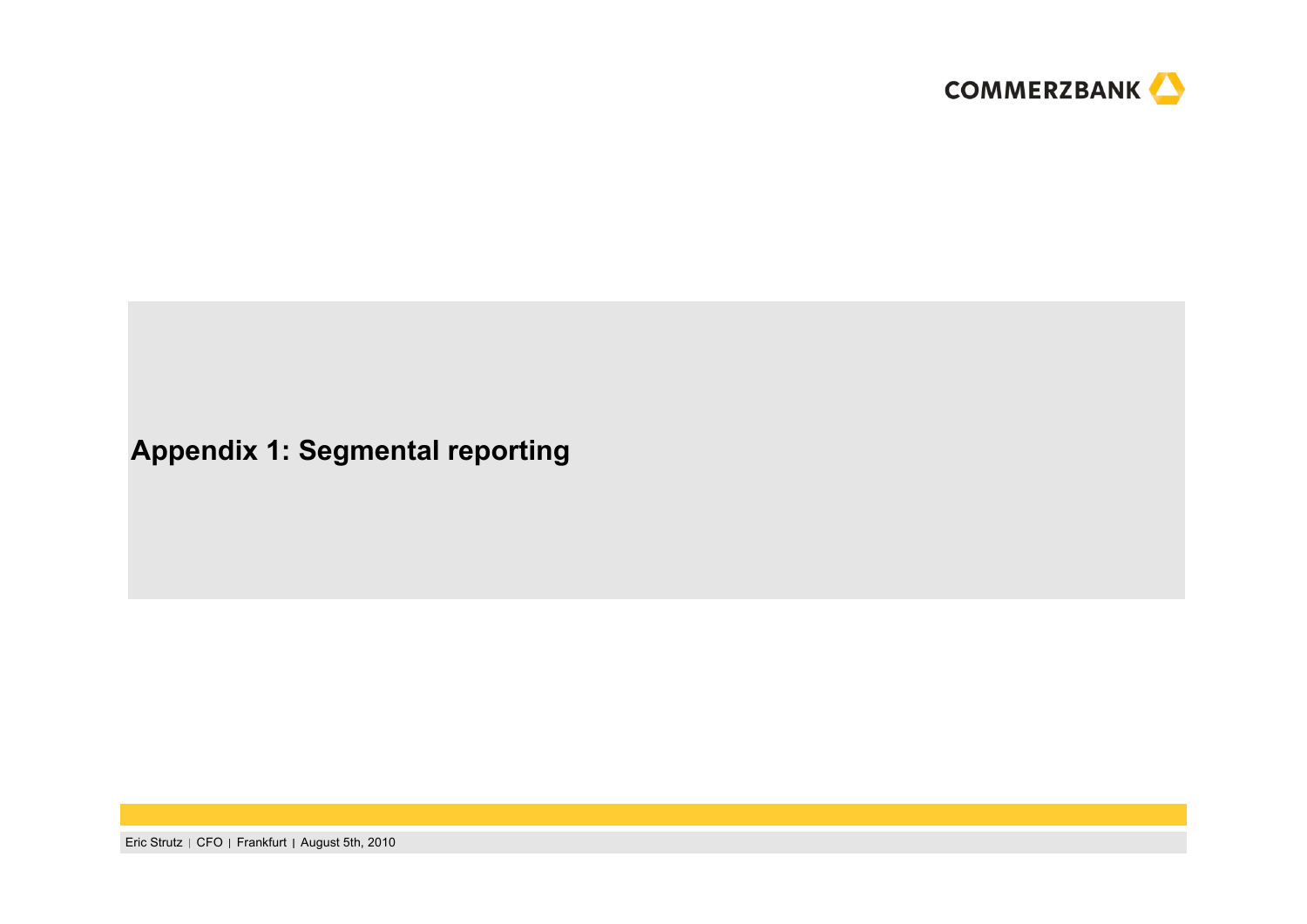# Appendix 1: Segmental reporting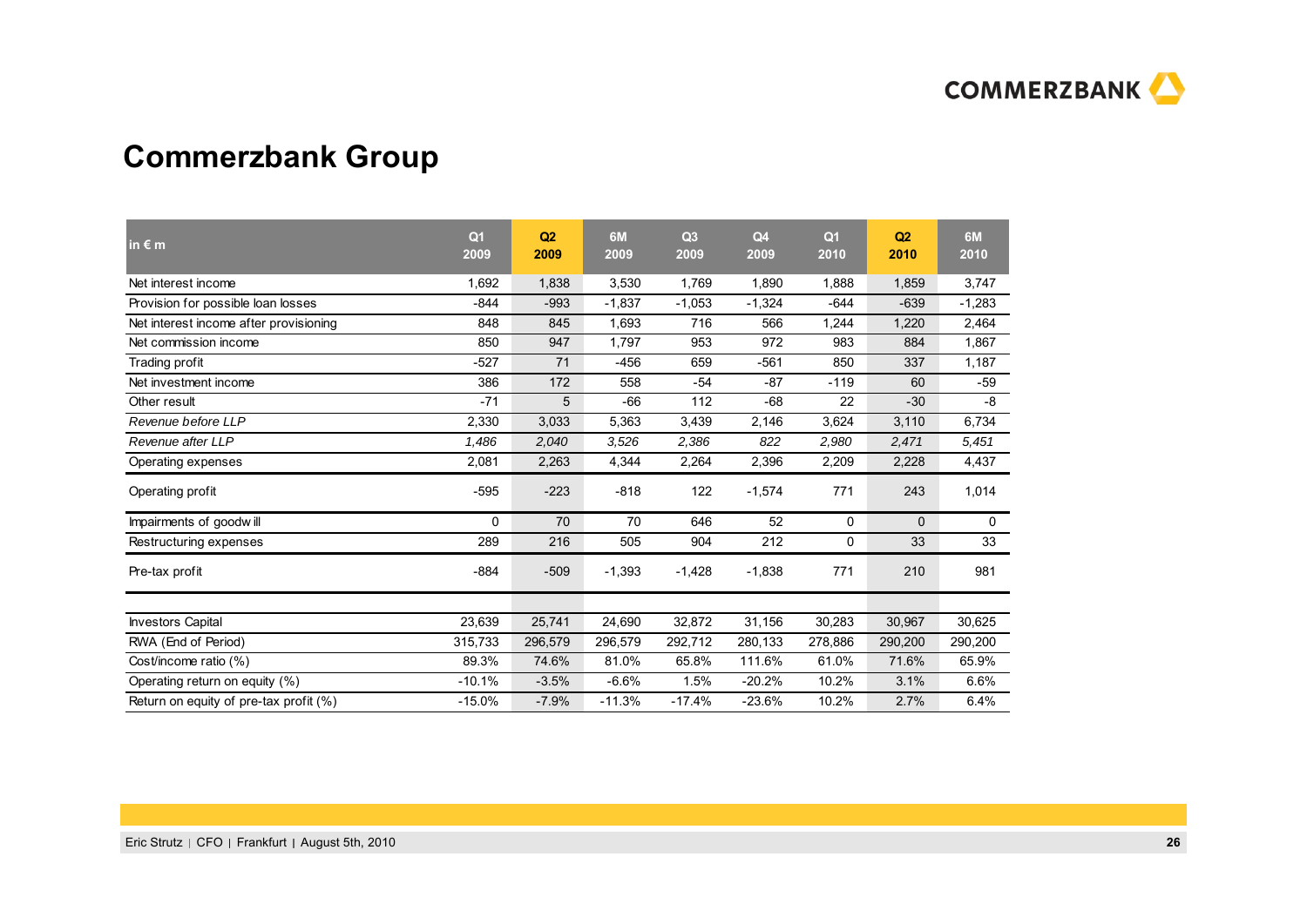## Commerzbank Group

| in € m | Q1 2009 | Q2 2009 | 6M 2009 | Q3 2009 | Q4 2009 | Q1 2010 | Q2 2010 | 6M 2010 |
|---|---|---|---|---|---|---|---|---|
| Net interest income | 1,692 | 1,838 | 3,530 | 1,769 | 1,890 | 1,888 | 1,859 | 3,747 |
| Provision for possible loan losses | -844 | -993 | -1,837 | -1,053 | -1,324 | -644 | -639 | -1,283 |
| Net interest income after provisioning | 848 | 845 | 1,693 | 716 | 566 | 1,244 | 1,220 | 2,464 |
| Net commission income | 850 | 947 | 1,797 | 953 | 972 | 983 | 884 | 1,867 |
| Trading profit | -527 | 71 | -456 | 659 | -561 | 850 | 337 | 1,187 |
| Net investment income | 386 | 172 | 558 | -54 | -87 | -119 | 60 | -59 |
| Other result | -71 | 5 | -66 | 112 | -68 | 22 | -30 | -8 |
| *Revenue before LLP* | 2,330 | 3,033 | 5,363 | 3,439 | 2,146 | 3,624 | 3,110 | 6,734 |
| *Revenue after LLP* | *1,486* | *2,040* | *3,526* | *2,386* | *822* | *2,980* | *2,471* | *5,451* |
| Operating expenses | 2,081 | 2,263 | 4,344 | 2,264 | 2,396 | 2,209 | 2,228 | 4,437 |
| Operating profit | -595 | -223 | -818 | 122 | -1,574 | 771 | 243 | 1,014 |
| Impairments of goodwill | 0 | 70 | 70 | 646 | 52 | 0 | 0 | 0 |
| Restructuring expenses | 289 | 216 | 505 | 904 | 212 | 0 | 33 | 33 |
| Pre-tax profit | -884 | -509 | -1,393 | -1,428 | -1,838 | 771 | 210 | 981 |
| | | | | | | | | |
| Investors Capital | 23,639 | 25,741 | 24,690 | 32,872 | 31,156 | 30,283 | 30,967 | 30,625 |
| RWA (End of Period) | 315,733 | 296,579 | 296,579 | 292,712 | 280,133 | 278,886 | 290,200 | 290,200 |
| Cost/income ratio (%) | 89.3% | 74.6% | 81.0% | 65.8% | 111.6% | 61.0% | 71.6% | 65.9% |
| Operating return on equity (%) | -10.1% | -3.5% | -6.6% | 1.5% | -20.2% | 10.2% | 3.1% | 6.6% |
| Return on equity of pre-tax profit (%) | -15.0% | -7.9% | -11.3% | -17.4% | -23.6% | 10.2% | 2.7% | 6.4% |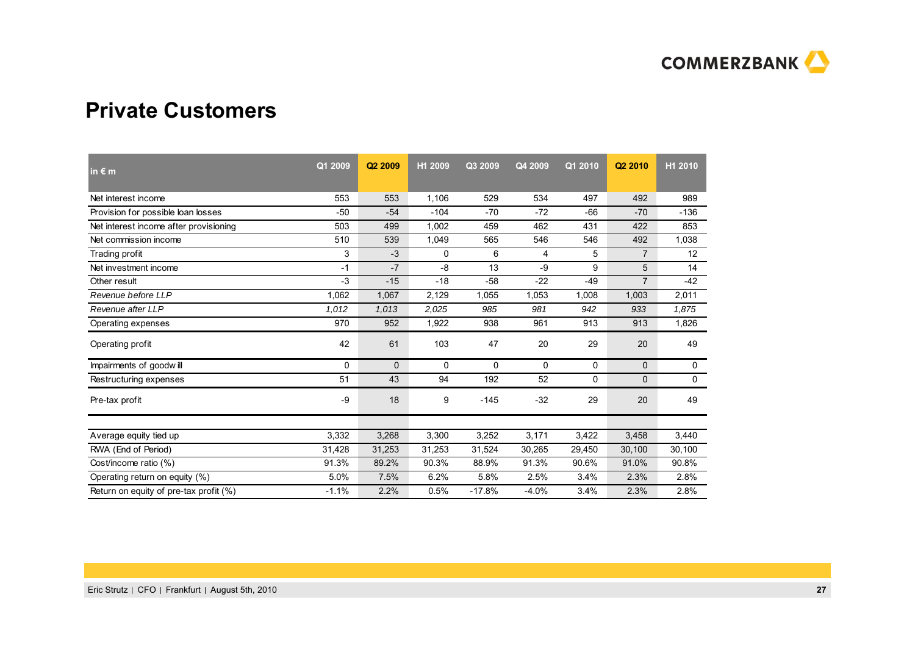# Private Customers

| in € m | Q1 2009 | Q2 2009 | H1 2009 | Q3 2009 | Q4 2009 | Q1 2010 | Q2 2010 | H1 2010 |
|---|---|---|---|---|---|---|---|---|
| Net interest income | 553 | 553 | 1,106 | 529 | 534 | 497 | 492 | 989 |
| Provision for possible loan losses | -50 | -54 | -104 | -70 | -72 | -66 | -70 | -136 |
| Net interest income after provisioning | 503 | 499 | 1,002 | 459 | 462 | 431 | 422 | 853 |
| Net commission income | 510 | 539 | 1,049 | 565 | 546 | 546 | 492 | 1,038 |
| Trading profit | 3 | -3 | 0 | 6 | 4 | 5 | 7 | 12 |
| Net investment income | -1 | -7 | -8 | 13 | -9 | 9 | 5 | 14 |
| Other result | -3 | -15 | -18 | -58 | -22 | -49 | 7 | -42 |
| *Revenue before LLP* | 1,062 | 1,067 | 2,129 | 1,055 | 1,053 | 1,008 | 1,003 | 2,011 |
| *Revenue after LLP* | *1,012* | *1,013* | *2,025* | *985* | *981* | *942* | *933* | *1,875* |
| Operating expenses | 970 | 952 | 1,922 | 938 | 961 | 913 | 913 | 1,826 |
| Operating profit | 42 | 61 | 103 | 47 | 20 | 29 | 20 | 49 |
| Impairments of goodwill | 0 | 0 | 0 | 0 | 0 | 0 | 0 | 0 |
| Restructuring expenses | 51 | 43 | 94 | 192 | 52 | 0 | 0 | 0 |
| Pre-tax profit | -9 | 18 | 9 | -145 | -32 | 29 | 20 | 49 |
| | | | | | | | | |
| Average equity tied up | 3,332 | 3,268 | 3,300 | 3,252 | 3,171 | 3,422 | 3,458 | 3,440 |
| RWA (End of Period) | 31,428 | 31,253 | 31,253 | 31,524 | 30,265 | 29,450 | 30,100 | 30,100 |
| Cost/income ratio (%) | 91.3% | 89.2% | 90.3% | 88.9% | 91.3% | 90.6% | 91.0% | 90.8% |
| Operating return on equity (%) | 5.0% | 7.5% | 6.2% | 5.8% | 2.5% | 3.4% | 2.3% | 2.8% |
| Return on equity of pre-tax profit (%) | -1.1% | 2.2% | 0.5% | -17.8% | -4.0% | 3.4% | 2.3% | 2.8% |

Eric Strutz | CFO | Frankfurt | August 5th, 2010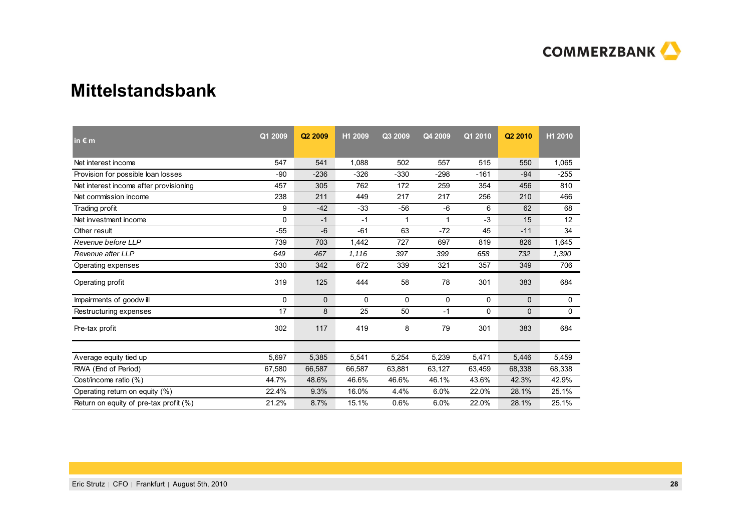# Mittelstandsbank

| in € m | Q1 2009 | Q2 2009 | H1 2009 | Q3 2009 | Q4 2009 | Q1 2010 | Q2 2010 | H1 2010 |
|---|---|---|---|---|---|---|---|---|
| Net interest income | 547 | 541 | 1,088 | 502 | 557 | 515 | 550 | 1,065 |
| Provision for possible loan losses | -90 | -236 | -326 | -330 | -298 | -161 | -94 | -255 |
| Net interest income after provisioning | 457 | 305 | 762 | 172 | 259 | 354 | 456 | 810 |
| Net commission income | 238 | 211 | 449 | 217 | 217 | 256 | 210 | 466 |
| Trading profit | 9 | -42 | -33 | -56 | -6 | 6 | 62 | 68 |
| Net investment income | 0 | -1 | -1 | 1 | 1 | -3 | 15 | 12 |
| Other result | -55 | -6 | -61 | 63 | -72 | 45 | -11 | 34 |
| *Revenue before LLP* | 739 | 703 | 1,442 | 727 | 697 | 819 | 826 | 1,645 |
| *Revenue after LLP* | *649* | *467* | *1,116* | *397* | *399* | *658* | *732* | *1,390* |
| Operating expenses | 330 | 342 | 672 | 339 | 321 | 357 | 349 | 706 |
| Operating profit | 319 | 125 | 444 | 58 | 78 | 301 | 383 | 684 |
| Impairments of goodwill | 0 | 0 | 0 | 0 | 0 | 0 | 0 | 0 |
| Restructuring expenses | 17 | 8 | 25 | 50 | -1 | 0 | 0 | 0 |
| Pre-tax profit | 302 | 117 | 419 | 8 | 79 | 301 | 383 | 684 |
| | | | | | | | | |
| Average equity tied up | 5,697 | 5,385 | 5,541 | 5,254 | 5,239 | 5,471 | 5,446 | 5,459 |
| RWA (End of Period) | 67,580 | 66,587 | 66,587 | 63,881 | 63,127 | 63,459 | 68,338 | 68,338 |
| Cost/income ratio (%) | 44.7% | 48.6% | 46.6% | 46.6% | 46.1% | 43.6% | 42.3% | 42.9% |
| Operating return on equity (%) | 22.4% | 9.3% | 16.0% | 4.4% | 6.0% | 22.0% | 28.1% | 25.1% |
| Return on equity of pre-tax profit (%) | 21.2% | 8.7% | 15.1% | 0.6% | 6.0% | 22.0% | 28.1% | 25.1% |

Eric Strutz | CFO | Frankfurt | August 5th, 2010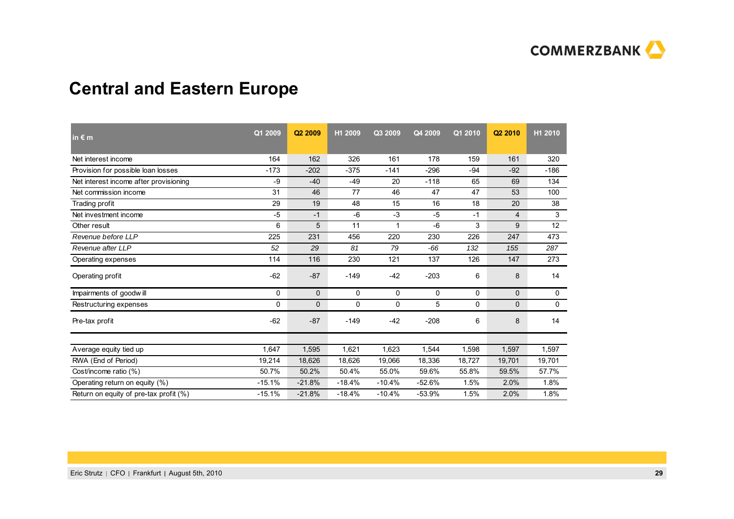# Central and Eastern Europe

| in € m | Q1 2009 | Q2 2009 | H1 2009 | Q3 2009 | Q4 2009 | Q1 2010 | Q2 2010 | H1 2010 |
|---|---|---|---|---|---|---|---|---|
| Net interest income | 164 | 162 | 326 | 161 | 178 | 159 | 161 | 320 |
| Provision for possible loan losses | -173 | -202 | -375 | -141 | -296 | -94 | -92 | -186 |
| Net interest income after provisioning | -9 | -40 | -49 | 20 | -118 | 65 | 69 | 134 |
| Net commission income | 31 | 46 | 77 | 46 | 47 | 47 | 53 | 100 |
| Trading profit | 29 | 19 | 48 | 15 | 16 | 18 | 20 | 38 |
| Net investment income | -5 | -1 | -6 | -3 | -5 | -1 | 4 | 3 |
| Other result | 6 | 5 | 11 | 1 | -6 | 3 | 9 | 12 |
| *Revenue before LLP* | 225 | 231 | 456 | 220 | 230 | 226 | 247 | 473 |
| *Revenue after LLP* | *52* | *29* | *81* | *79* | *-66* | *132* | *155* | *287* |
| Operating expenses | 114 | 116 | 230 | 121 | 137 | 126 | 147 | 273 |
| Operating profit | -62 | -87 | -149 | -42 | -203 | 6 | 8 | 14 |
| Impairments of goodwill | 0 | 0 | 0 | 0 | 0 | 0 | 0 | 0 |
| Restructuring expenses | 0 | 0 | 0 | 0 | 5 | 0 | 0 | 0 |
| Pre-tax profit | -62 | -87 | -149 | -42 | -208 | 6 | 8 | 14 |
| | | | | | | | | |
| Average equity tied up | 1,647 | 1,595 | 1,621 | 1,623 | 1,544 | 1,598 | 1,597 | 1,597 |
| RWA (End of Period) | 19,214 | 18,626 | 18,626 | 19,066 | 18,336 | 18,727 | 19,701 | 19,701 |
| Cost/income ratio (%) | 50.7% | 50.2% | 50.4% | 55.0% | 59.6% | 55.8% | 59.5% | 57.7% |
| Operating return on equity (%) | -15.1% | -21.8% | -18.4% | -10.4% | -52.6% | 1.5% | 2.0% | 1.8% |
| Return on equity of pre-tax profit (%) | -15.1% | -21.8% | -18.4% | -10.4% | -53.9% | 1.5% | 2.0% | 1.8% |

Eric Strutz | CFO | Frankfurt | August 5th, 2010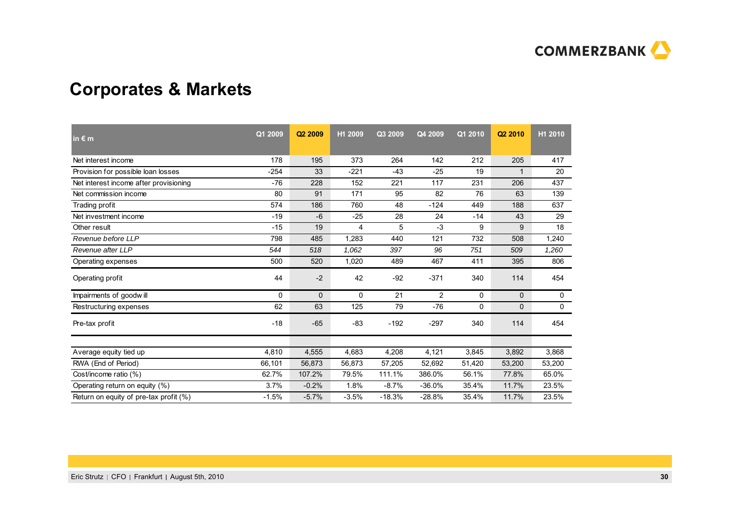## Corporates & Markets

| in € m | Q1 2009 | Q2 2009 | H1 2009 | Q3 2009 | Q4 2009 | Q1 2010 | Q2 2010 | H1 2010 |
|---|---|---|---|---|---|---|---|---|
| Net interest income | 178 | 195 | 373 | 264 | 142 | 212 | 205 | 417 |
| Provision for possible loan losses | -254 | 33 | -221 | -43 | -25 | 19 | 1 | 20 |
| Net interest income after provisioning | -76 | 228 | 152 | 221 | 117 | 231 | 206 | 437 |
| Net commission income | 80 | 91 | 171 | 95 | 82 | 76 | 63 | 139 |
| Trading profit | 574 | 186 | 760 | 48 | -124 | 449 | 188 | 637 |
| Net investment income | -19 | -6 | -25 | 28 | 24 | -14 | 43 | 29 |
| Other result | -15 | 19 | 4 | 5 | -3 | 9 | 9 | 18 |
| *Revenue before LLP* | 798 | 485 | 1,283 | 440 | 121 | 732 | 508 | 1,240 |
| *Revenue after LLP* | *544* | *518* | *1,062* | *397* | *96* | *751* | *509* | *1,260* |
| Operating expenses | 500 | 520 | 1,020 | 489 | 467 | 411 | 395 | 806 |
| Operating profit | 44 | -2 | 42 | -92 | -371 | 340 | 114 | 454 |
| Impairments of goodwill | 0 | 0 | 0 | 21 | 2 | 0 | 0 | 0 |
| Restructuring expenses | 62 | 63 | 125 | 79 | -76 | 0 | 0 | 0 |
| Pre-tax profit | -18 | -65 | -83 | -192 | -297 | 340 | 114 | 454 |
| | | | | | | | | |
| Average equity tied up | 4,810 | 4,555 | 4,683 | 4,208 | 4,121 | 3,845 | 3,892 | 3,868 |
| RWA (End of Period) | 66,101 | 56,873 | 56,873 | 57,205 | 52,692 | 51,420 | 53,200 | 53,200 |
| Cost/income ratio (%) | 62.7% | 107.2% | 79.5% | 111.1% | 386.0% | 56.1% | 77.8% | 65.0% |
| Operating return on equity (%) | 3.7% | -0.2% | 1.8% | -8.7% | -36.0% | 35.4% | 11.7% | 23.5% |
| Return on equity of pre-tax profit (%) | -1.5% | -5.7% | -3.5% | -18.3% | -28.8% | 35.4% | 11.7% | 23.5% |

Eric Strutz | CFO | Frankfurt | August 5th, 2010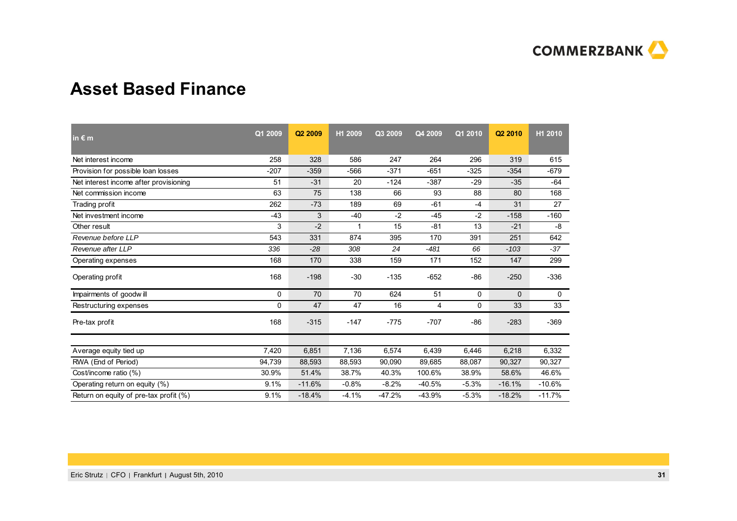# Asset Based Finance

| in € m | Q1 2009 | Q2 2009 | H1 2009 | Q3 2009 | Q4 2009 | Q1 2010 | Q2 2010 | H1 2010 |
|---|---|---|---|---|---|---|---|---|
| Net interest income | 258 | 328 | 586 | 247 | 264 | 296 | 319 | 615 |
| Provision for possible loan losses | -207 | -359 | -566 | -371 | -651 | -325 | -354 | -679 |
| Net interest income after provisioning | 51 | -31 | 20 | -124 | -387 | -29 | -35 | -64 |
| Net commission income | 63 | 75 | 138 | 66 | 93 | 88 | 80 | 168 |
| Trading profit | 262 | -73 | 189 | 69 | -61 | -4 | 31 | 27 |
| Net investment income | -43 | 3 | -40 | -2 | -45 | -2 | -158 | -160 |
| Other result | 3 | -2 | 1 | 15 | -81 | 13 | -21 | -8 |
| *Revenue before LLP* | 543 | 331 | 874 | 395 | 170 | 391 | 251 | 642 |
| *Revenue after LLP* | *336* | *-28* | *308* | *24* | *-481* | *66* | *-103* | *-37* |
| Operating expenses | 168 | 170 | 338 | 159 | 171 | 152 | 147 | 299 |
| Operating profit | 168 | -198 | -30 | -135 | -652 | -86 | -250 | -336 |
| Impairments of goodwill | 0 | 70 | 70 | 624 | 51 | 0 | 0 | 0 |
| Restructuring expenses | 0 | 47 | 47 | 16 | 4 | 0 | 33 | 33 |
| Pre-tax profit | 168 | -315 | -147 | -775 | -707 | -86 | -283 | -369 |
| | | | | | | | | |
| Average equity tied up | 7,420 | 6,851 | 7,136 | 6,574 | 6,439 | 6,446 | 6,218 | 6,332 |
| RWA (End of Period) | 94,739 | 88,593 | 88,593 | 90,090 | 89,685 | 88,087 | 90,327 | 90,327 |
| Cost/income ratio (%) | 30.9% | 51.4% | 38.7% | 40.3% | 100.6% | 38.9% | 58.6% | 46.6% |
| Operating return on equity (%) | 9.1% | -11.6% | -0.8% | -8.2% | -40.5% | -5.3% | -16.1% | -10.6% |
| Return on equity of pre-tax profit (%) | 9.1% | -18.4% | -4.1% | -47.2% | -43.9% | -5.3% | -18.2% | -11.7% |

Eric Strutz | CFO | Frankfurt | August 5th, 2010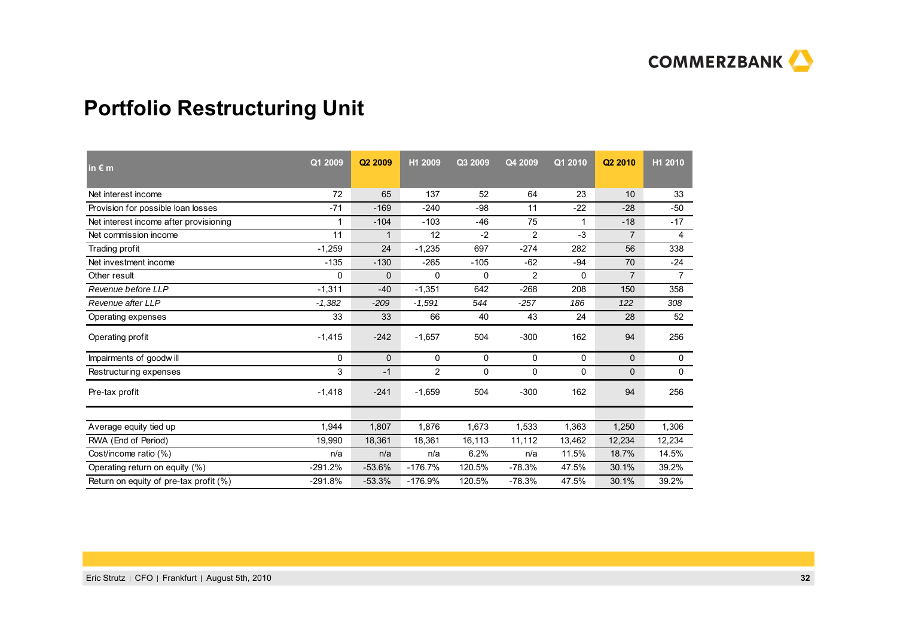# Portfolio Restructuring Unit

| in € m | Q1 2009 | Q2 2009 | H1 2009 | Q3 2009 | Q4 2009 | Q1 2010 | Q2 2010 | H1 2010 |
|---|---|---|---|---|---|---|---|---|
| Net interest income | 72 | 65 | 137 | 52 | 64 | 23 | 10 | 33 |
| Provision for possible loan losses | -71 | -169 | -240 | -98 | 11 | -22 | -28 | -50 |
| Net interest income after provisioning | 1 | -104 | -103 | -46 | 75 | 1 | -18 | -17 |
| Net commission income | 11 | 1 | 12 | -2 | 2 | -3 | 7 | 4 |
| Trading profit | -1,259 | 24 | -1,235 | 697 | -274 | 282 | 56 | 338 |
| Net investment income | -135 | -130 | -265 | -105 | -62 | -94 | 70 | -24 |
| Other result | 0 | 0 | 0 | 0 | 2 | 0 | 7 | 7 |
| *Revenue before LLP* | -1,311 | -40 | -1,351 | 642 | -268 | 208 | 150 | 358 |
| *Revenue after LLP* | *-1,382* | *-209* | *-1,591* | *544* | *-257* | *186* | *122* | *308* |
| Operating expenses | 33 | 33 | 66 | 40 | 43 | 24 | 28 | 52 |
| Operating profit | -1,415 | -242 | -1,657 | 504 | -300 | 162 | 94 | 256 |
| Impairments of goodwill | 0 | 0 | 0 | 0 | 0 | 0 | 0 | 0 |
| Restructuring expenses | 3 | -1 | 2 | 0 | 0 | 0 | 0 | 0 |
| Pre-tax profit | -1,418 | -241 | -1,659 | 504 | -300 | 162 | 94 | 256 |
| | | | | | | | | |
| Average equity tied up | 1,944 | 1,807 | 1,876 | 1,673 | 1,533 | 1,363 | 1,250 | 1,306 |
| RWA (End of Period) | 19,990 | 18,361 | 18,361 | 16,113 | 11,112 | 13,462 | 12,234 | 12,234 |
| Cost/income ratio (%) | n/a | n/a | n/a | 6.2% | n/a | 11.5% | 18.7% | 14.5% |
| Operating return on equity (%) | -291.2% | -53.6% | -176.7% | 120.5% | -78.3% | 47.5% | 30.1% | 39.2% |
| Return on equity of pre-tax profit (%) | -291.8% | -53.3% | -176.9% | 120.5% | -78.3% | 47.5% | 30.1% | 39.2% |

Eric Strutz | CFO | Frankfurt | August 5th, 2010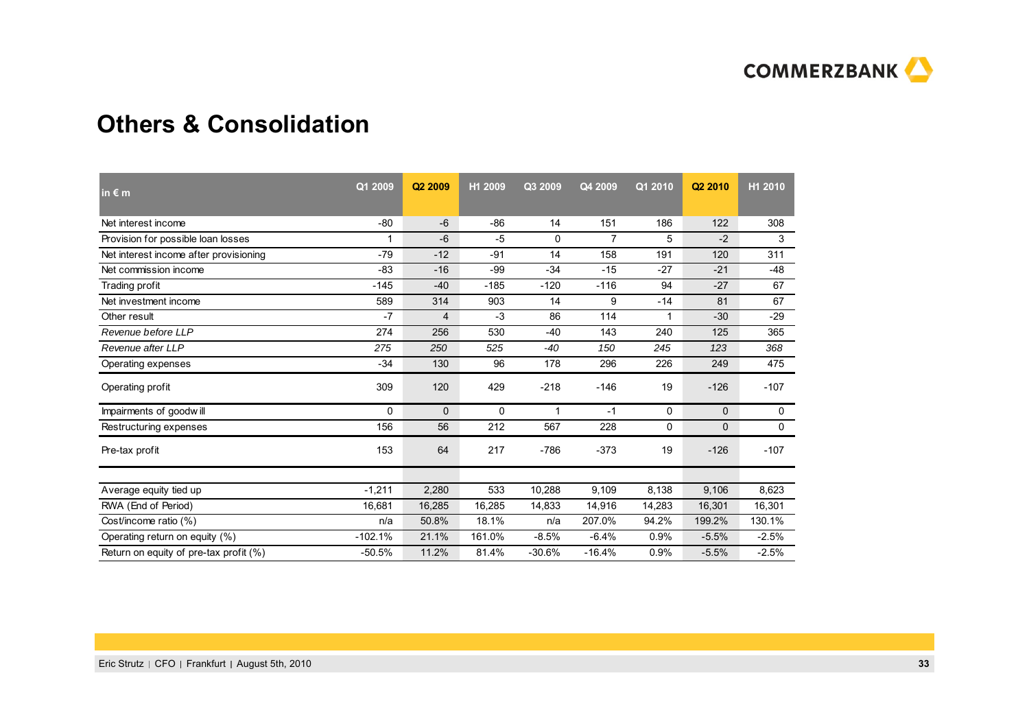# Others & Consolidation

| in € m | Q1 2009 | Q2 2009 | H1 2009 | Q3 2009 | Q4 2009 | Q1 2010 | Q2 2010 | H1 2010 |
|---|---|---|---|---|---|---|---|---|
| Net interest income | -80 | -6 | -86 | 14 | 151 | 186 | 122 | 308 |
| Provision for possible loan losses | 1 | -6 | -5 | 0 | 7 | 5 | -2 | 3 |
| Net interest income after provisioning | -79 | -12 | -91 | 14 | 158 | 191 | 120 | 311 |
| Net commission income | -83 | -16 | -99 | -34 | -15 | -27 | -21 | -48 |
| Trading profit | -145 | -40 | -185 | -120 | -116 | 94 | -27 | 67 |
| Net investment income | 589 | 314 | 903 | 14 | 9 | -14 | 81 | 67 |
| Other result | -7 | 4 | -3 | 86 | 114 | 1 | -30 | -29 |
| *Revenue before LLP* | 274 | 256 | 530 | -40 | 143 | 240 | 125 | 365 |
| *Revenue after LLP* | *275* | *250* | *525* | *-40* | *150* | *245* | *123* | *368* |
| Operating expenses | -34 | 130 | 96 | 178 | 296 | 226 | 249 | 475 |
| Operating profit | 309 | 120 | 429 | -218 | -146 | 19 | -126 | -107 |
| Impairments of goodwill | 0 | 0 | 0 | 1 | -1 | 0 | 0 | 0 |
| Restructuring expenses | 156 | 56 | 212 | 567 | 228 | 0 | 0 | 0 |
| Pre-tax profit | 153 | 64 | 217 | -786 | -373 | 19 | -126 | -107 |
| | | | | | | | | |
| Average equity tied up | -1,211 | 2,280 | 533 | 10,288 | 9,109 | 8,138 | 9,106 | 8,623 |
| RWA (End of Period) | 16,681 | 16,285 | 16,285 | 14,833 | 14,916 | 14,283 | 16,301 | 16,301 |
| Cost/income ratio (%) | n/a | 50.8% | 18.1% | n/a | 207.0% | 94.2% | 199.2% | 130.1% |
| Operating return on equity (%) | -102.1% | 21.1% | 161.0% | -8.5% | -6.4% | 0.9% | -5.5% | -2.5% |
| Return on equity of pre-tax profit (%) | -50.5% | 11.2% | 81.4% | -30.6% | -16.4% | 0.9% | -5.5% | -2.5% |

Eric Strutz | CFO | Frankfurt | August 5th, 2010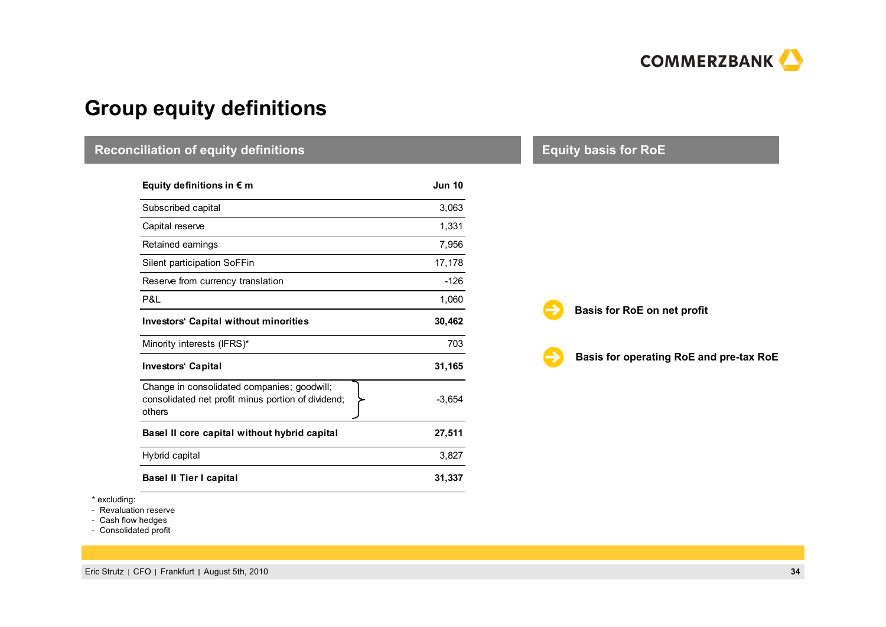# Group equity definitions

## Reconciliation of equity definitions

| Equity definitions in € m | Jun 10 |
|---|---|
| Subscribed capital | 3,063 |
| Capital reserve | 1,331 |
| Retained earnings | 7,956 |
| Silent participation SoFFin | 17,178 |
| Reserve from currency translation | -126 |
| P&L | 1,060 |
| **Investors' Capital without minorities** | **30,462** |
| Minority interests (IFRS)* | 703 |
| **Investors' Capital** | **31,165** |
| Change in consolidated companies; goodwill; consolidated net profit minus portion of dividend; others | -3,654 |
| **Basel II core capital without hybrid capital** | **27,511** |
| Hybrid capital | 3,827 |
| **Basel II Tier I capital** | **31,337** |

\* excluding:
- Revaluation reserve
- Cash flow hedges
- Consolidated profit

## Equity basis for RoE

- **Basis for RoE on net profit**
- **Basis for operating RoE and pre-tax RoE**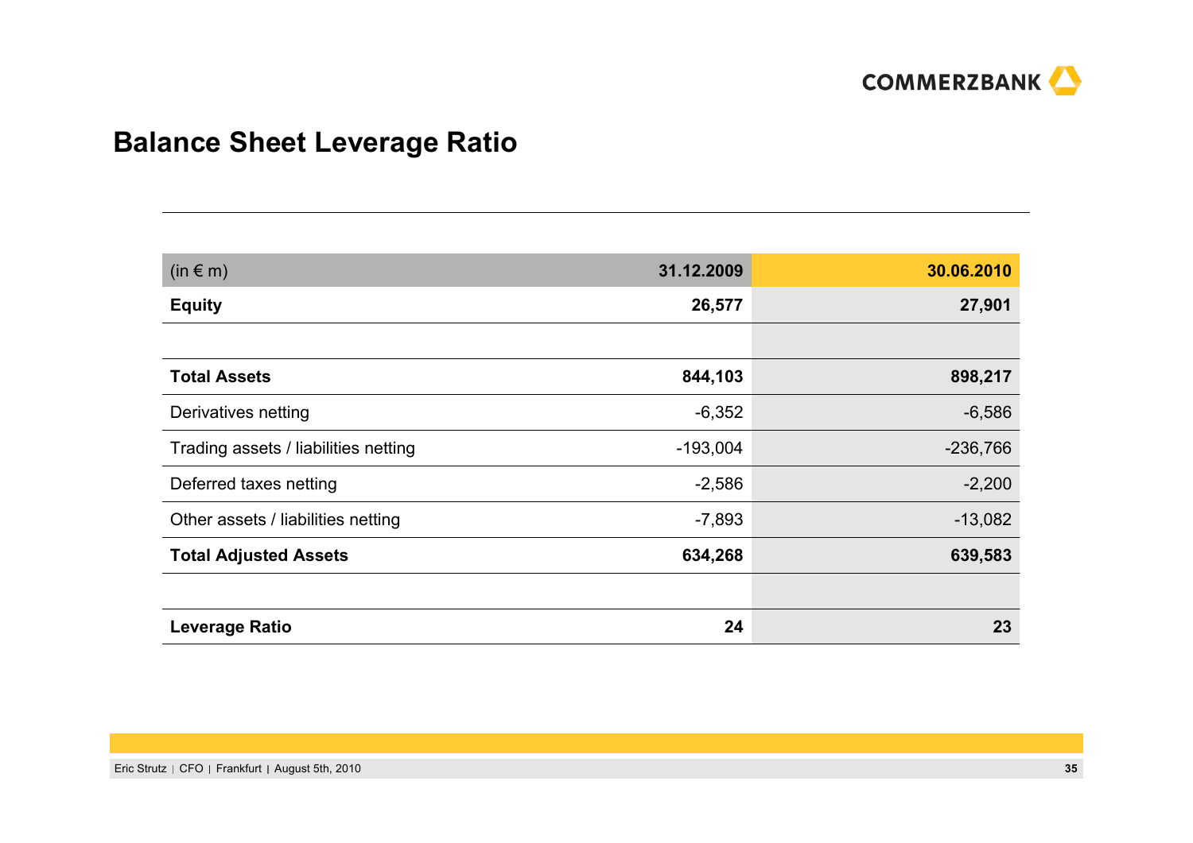# Balance Sheet Leverage Ratio

| (in € m) | 31.12.2009 | 30.06.2010 |
|---|---|---|
| **Equity** | **26,577** | **27,901** |
| | | |
| **Total Assets** | **844,103** | **898,217** |
| Derivatives netting | -6,352 | -6,586 |
| Trading assets / liabilities netting | -193,004 | -236,766 |
| Deferred taxes netting | -2,586 | -2,200 |
| Other assets / liabilities netting | -7,893 | -13,082 |
| **Total Adjusted Assets** | **634,268** | **639,583** |
| | | |
| **Leverage Ratio** | **24** | **23** |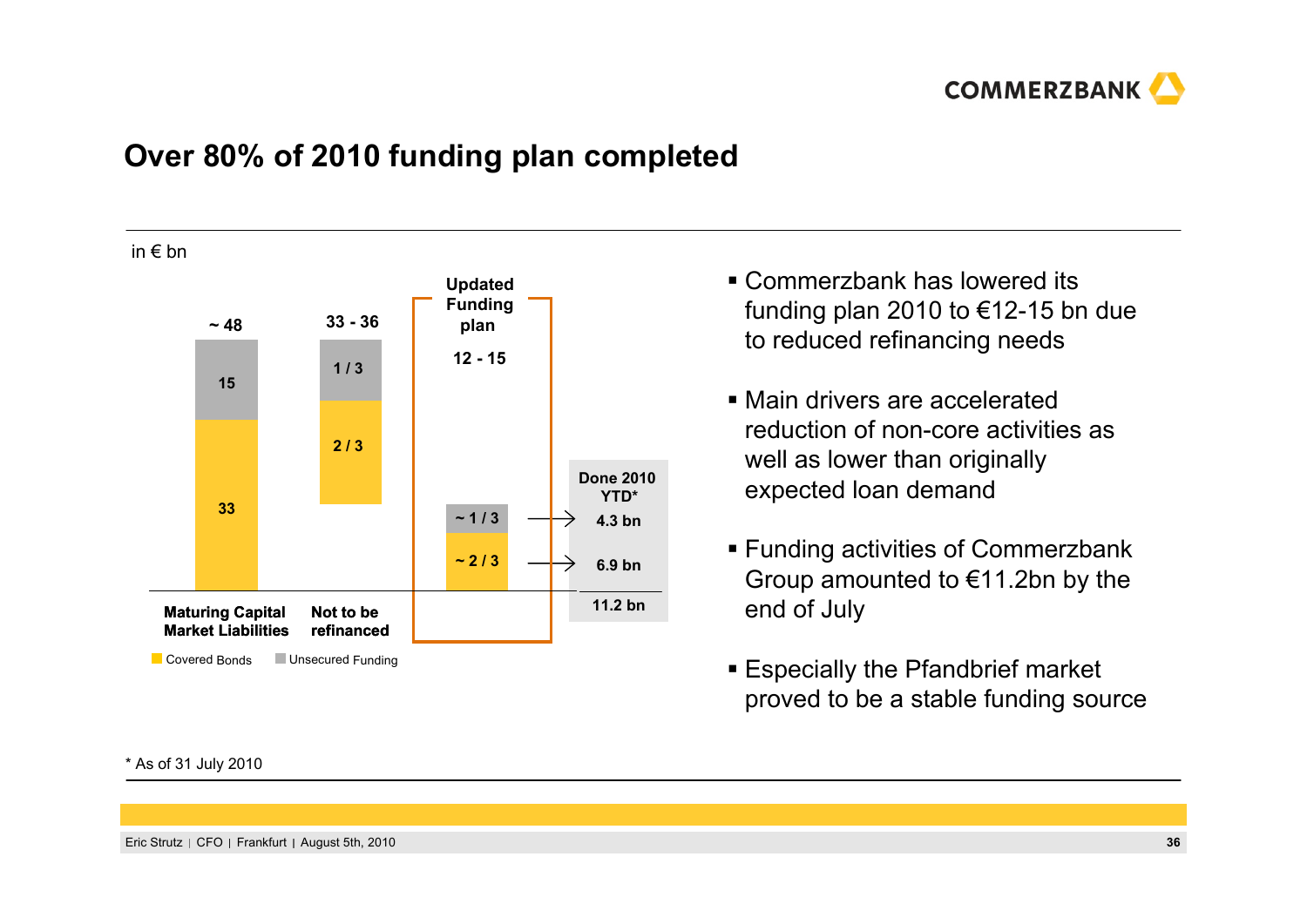# Over 80% of 2010 funding plan completed

in € bn

| | Maturing Capital Market Liabilities | Not to be refinanced | Updated Funding plan | Done 2010 YTD* |
|---|---|---|---|---|
| Total | ~ 48 | 33 - 36 | 12 - 15 | 11.2 bn |
| Unsecured Funding | 15 | 1 / 3 | ~ 1 / 3 | 4.3 bn |
| Covered Bonds | 33 | 2 / 3 | ~ 2 / 3 | 6.9 bn |

Covered Bonds | Unsecured Funding

- Commerzbank has lowered its funding plan 2010 to €12-15 bn due to reduced refinancing needs
- Main drivers are accelerated reduction of non-core activities as well as lower than originally expected loan demand
- Funding activities of Commerzbank Group amounted to €11.2bn by the end of July
- Especially the Pfandbrief market proved to be a stable funding source

* As of 31 July 2010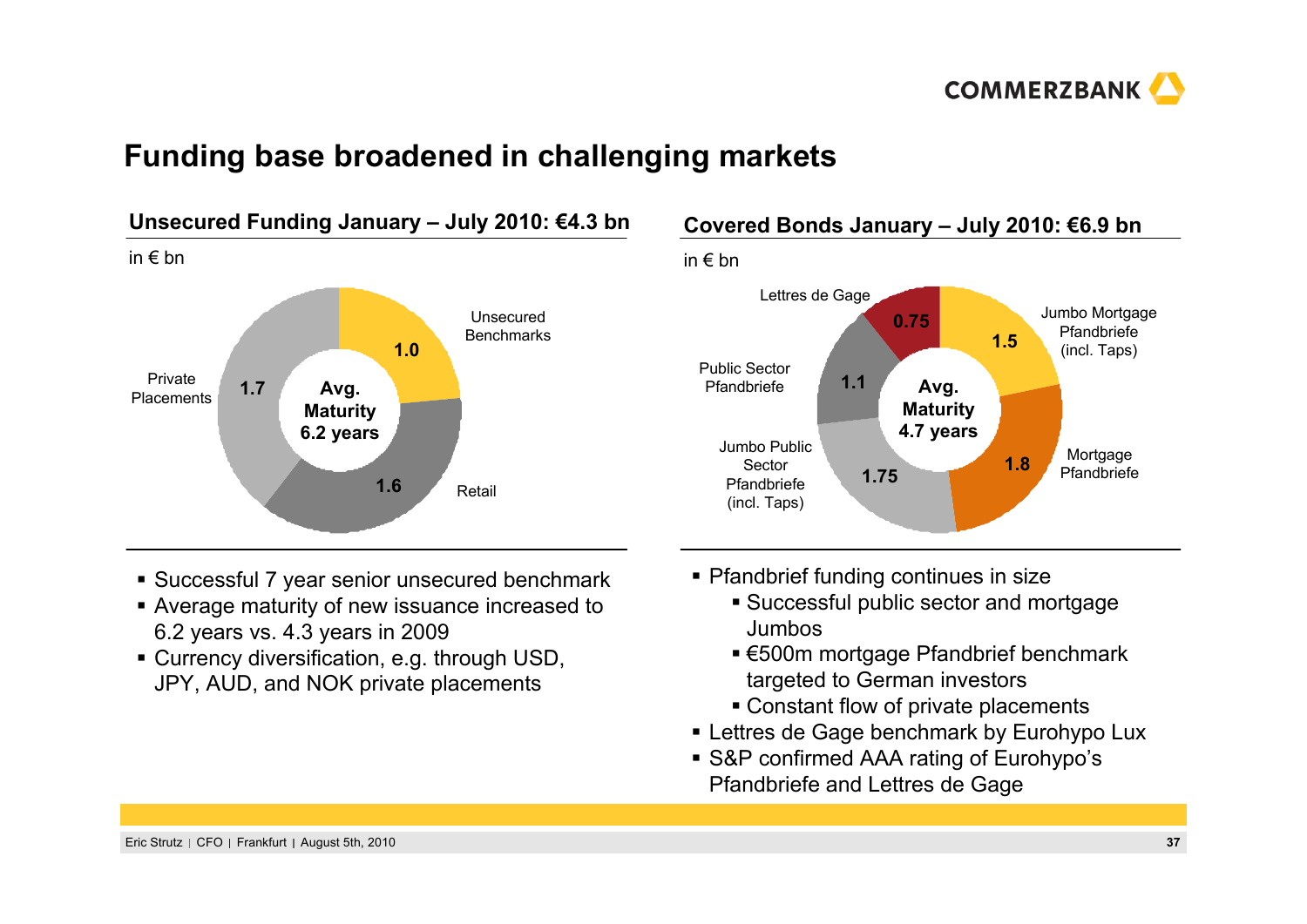# Funding base broadened in challenging markets

## Unsecured Funding January – July 2010: €4.3 bn

in € bn

| Segment | € bn |
|---|---|
| Unsecured Benchmarks | 1.0 |
| Retail | 1.6 |
| Private Placements | 1.7 |

Avg. Maturity 6.2 years

- Successful 7 year senior unsecured benchmark
- Average maturity of new issuance increased to 6.2 years vs. 4.3 years in 2009
- Currency diversification, e.g. through USD, JPY, AUD, and NOK private placements

## Covered Bonds January – July 2010: €6.9 bn

in € bn

| Segment | € bn |
|---|---|
| Jumbo Mortgage Pfandbriefe (incl. Taps) | 1.5 |
| Mortgage Pfandbriefe | 1.8 |
| Jumbo Public Sector Pfandbriefe (incl. Taps) | 1.75 |
| Public Sector Pfandbriefe | 1.1 |
| Lettres de Gage | 0.75 |

Avg. Maturity 4.7 years

- Pfandbrief funding continues in size
  - Successful public sector and mortgage Jumbos
  - €500m mortgage Pfandbrief benchmark targeted to German investors
  - Constant flow of private placements
- Lettres de Gage benchmark by Eurohypo Lux
- S&P confirmed AAA rating of Eurohypo's Pfandbriefe and Lettres de Gage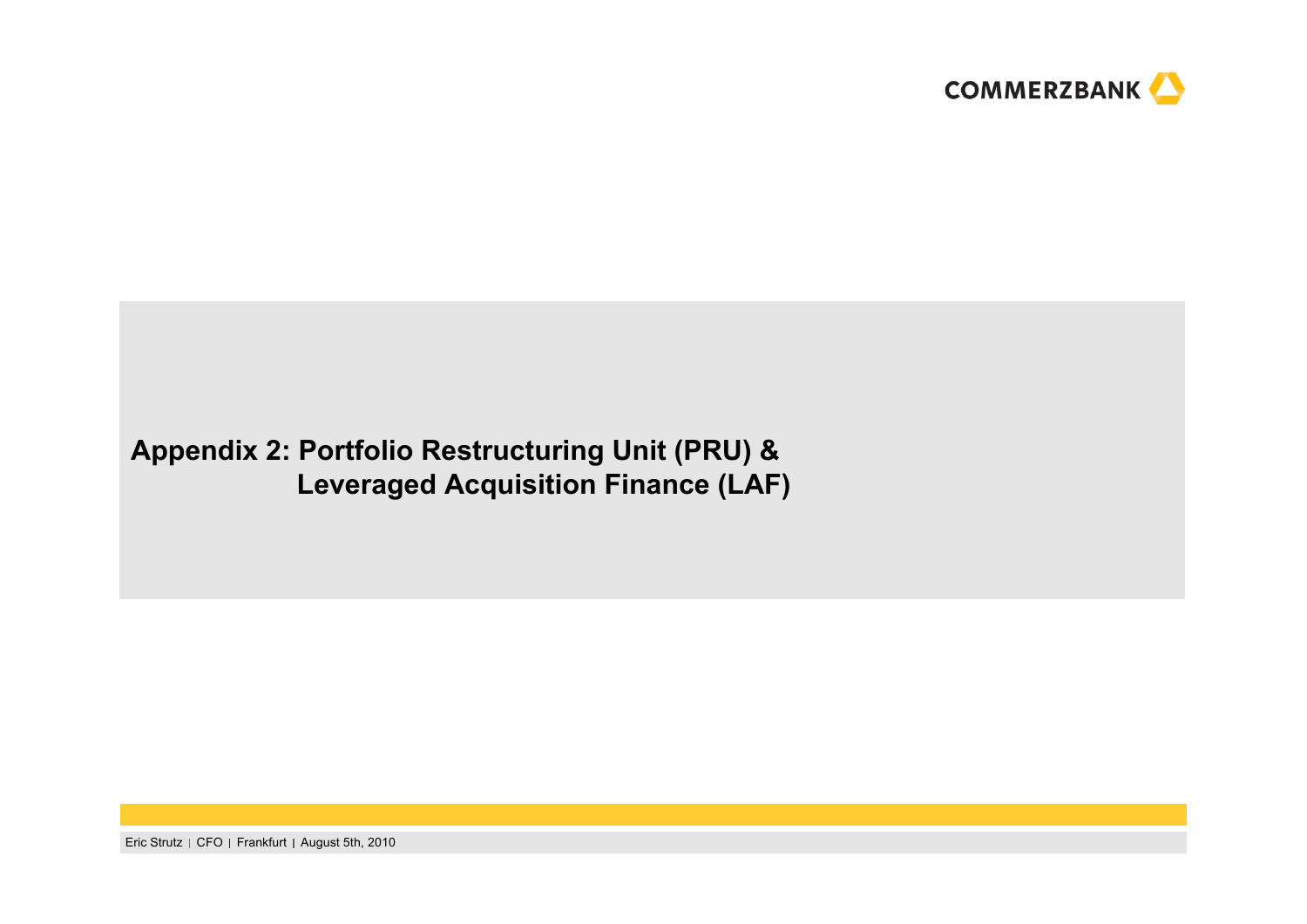# Appendix 2: Portfolio Restructuring Unit (PRU) & Leveraged Acquisition Finance (LAF)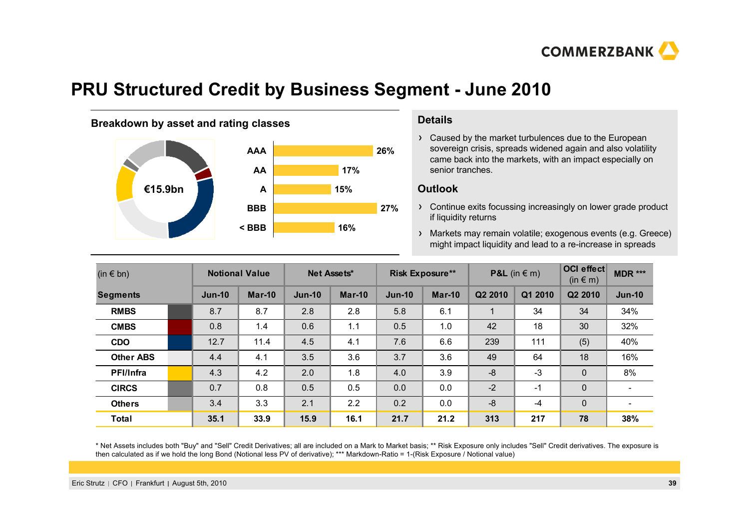# PRU Structured Credit by Business Segment - June 2010

## Breakdown by asset and rating classes

€15.9bn

| Rating | Share |
|---|---|
| AAA | 26% |
| AA | 17% |
| A | 15% |
| BBB | 27% |
| < BBB | 16% |

## Details

- Caused by the market turbulences due to the European sovereign crisis, spreads widened again and also volatility came back into the markets, with an impact especially on senior tranches.

## Outlook

- Continue exits focussing increasingly on lower grade product if liquidity returns
- Markets may remain volatile; exogenous events (e.g. Greece) might impact liquidity and lead to a re-increase in spreads

| (in € bn) | Notional Value | | Net Assets* | | Risk Exposure** | | P&L (in € m) | | OCI effect (in € m) | MDR *** |
|---|---|---|---|---|---|---|---|---|---|---|
| **Segments** | **Jun-10** | **Mar-10** | **Jun-10** | **Mar-10** | **Jun-10** | **Mar-10** | **Q2 2010** | **Q1 2010** | **Q2 2010** | **Jun-10** |
| **RMBS** | 8.7 | 8.7 | 2.8 | 2.8 | 5.8 | 6.1 | 1 | 34 | 34 | 34% |
| **CMBS** | 0.8 | 1.4 | 0.6 | 1.1 | 0.5 | 1.0 | 42 | 18 | 30 | 32% |
| **CDO** | 12.7 | 11.4 | 4.5 | 4.1 | 7.6 | 6.6 | 239 | 111 | (5) | 40% |
| **Other ABS** | 4.4 | 4.1 | 3.5 | 3.6 | 3.7 | 3.6 | 49 | 64 | 18 | 16% |
| **PFI/Infra** | 4.3 | 4.2 | 2.0 | 1.8 | 4.0 | 3.9 | -8 | -3 | 0 | 8% |
| **CIRCS** | 0.7 | 0.8 | 0.5 | 0.5 | 0.0 | 0.0 | -2 | -1 | 0 | - |
| **Others** | 3.4 | 3.3 | 2.1 | 2.2 | 0.2 | 0.0 | -8 | -4 | 0 | - |
| **Total** | **35.1** | **33.9** | **15.9** | **16.1** | **21.7** | **21.2** | **313** | **217** | **78** | **38%** |

\* Net Assets includes both "Buy" and "Sell" Credit Derivatives; all are included on a Mark to Market basis; ** Risk Exposure only includes "Sell" Credit derivatives. The exposure is then calculated as if we hold the long Bond (Notional less PV of derivative); *** Markdown-Ratio = 1-(Risk Exposure / Notional value)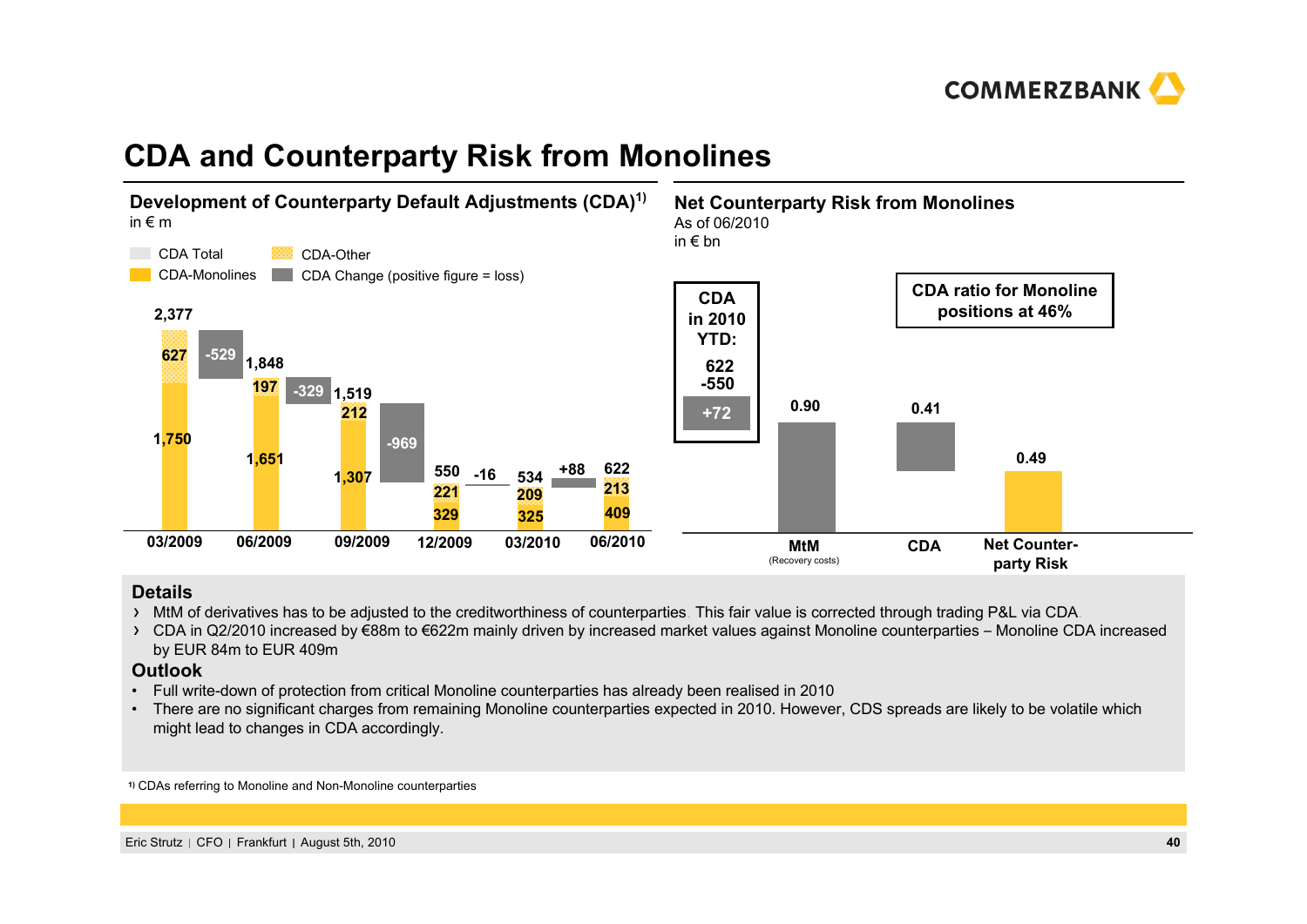# CDA and Counterparty Risk from Monolines

## Development of Counterparty Default Adjustments (CDA)[1)]

in € m

CDA Total | CDA-Other | CDA-Monolines | CDA Change (positive figure = loss)

| | 03/2009 | | 06/2009 | | 09/2009 | | 12/2009 | | 03/2010 | | 06/2010 |
|---|---|---|---|---|---|---|---|---|---|---|---|
| CDA Total | 2,377 | | 1,848 | | 1,519 | | 550 | | 534 | | 622 |
| CDA-Other | 627 | | 197 | | 212 | | 221 | | 209 | | 213 |
| CDA-Monolines | 1,750 | | 1,651 | | 1,307 | | 329 | | 325 | | 409 |
| CDA Change | | -529 | | -329 | | -969 | | -16 | | +88 | |

## Net Counterparty Risk from Monolines

As of 06/2010

in € bn

**CDA in 2010 YTD:** 622 / -550 / +72

**CDA ratio for Monoline positions at 46%**

| MtM (Recovery costs) | CDA | Net Counter-party Risk |
|---|---|---|
| 0.90 | 0.41 | 0.49 |

### Details

- MtM of derivatives has to be adjusted to the creditworthiness of counterparties. This fair value is corrected through trading P&L via CDA.
- CDA in Q2/2010 increased by €88m to €622m mainly driven by increased market values against Monoline counterparties – Monoline CDA increased by EUR 84m to EUR 409m

### Outlook

- Full write-down of protection from critical Monoline counterparties has already been realised in 2010
- There are no significant charges from remaining Monoline counterparties expected in 2010. However, CDS spreads are likely to be volatile which might lead to changes in CDA accordingly.

1) CDAs referring to Monoline and Non-Monoline counterparties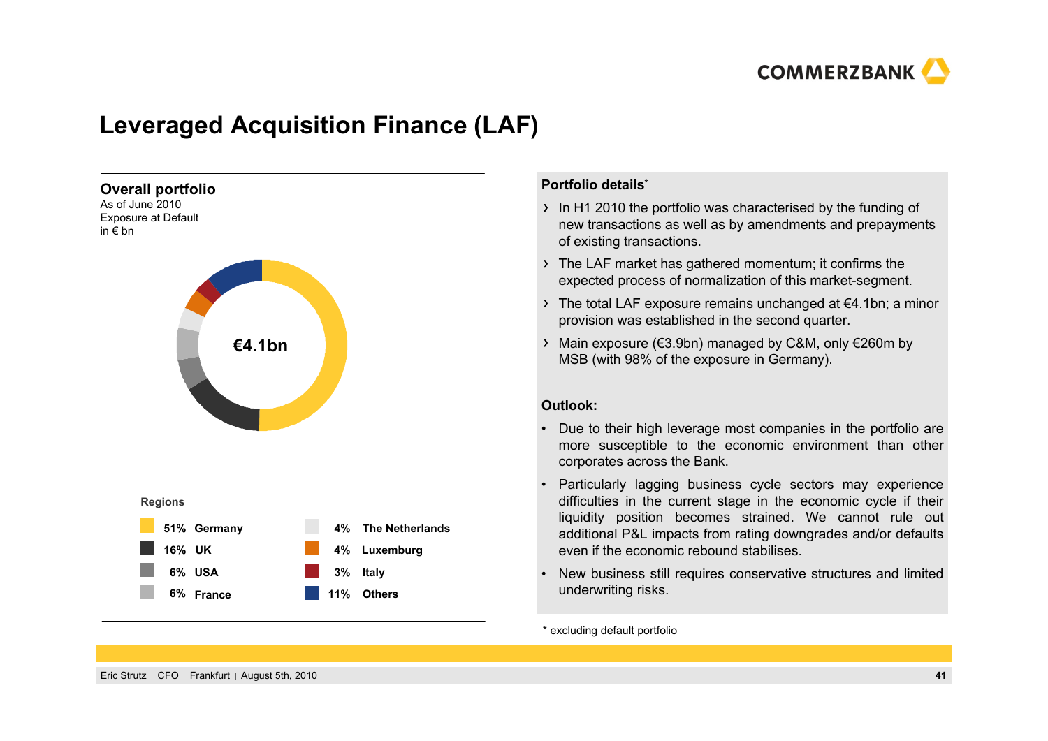# Leveraged Acquisition Finance (LAF)

## Overall portfolio

As of June 2010
Exposure at Default
in € bn

**€4.1bn**

**Regions**

| | | | |
|---|---|---|---|
| 51% | Germany | 4% | The Netherlands |
| 16% | UK | 4% | Luxemburg |
| 6% | USA | 3% | Italy |
| 6% | France | 11% | Others |

**Portfolio details***

- In H1 2010 the portfolio was characterised by the funding of new transactions as well as by amendments and prepayments of existing transactions.
- The LAF market has gathered momentum; it confirms the expected process of normalization of this market-segment.
- The total LAF exposure remains unchanged at €4.1bn; a minor provision was established in the second quarter.
- Main exposure (€3.9bn) managed by C&M, only €260m by MSB (with 98% of the exposure in Germany).

**Outlook:**

- Due to their high leverage most companies in the portfolio are more susceptible to the economic environment than other corporates across the Bank.
- Particularly lagging business cycle sectors may experience difficulties in the current stage in the economic cycle if their liquidity position becomes strained. We cannot rule out additional P&L impacts from rating downgrades and/or defaults even if the economic rebound stabilises.
- New business still requires conservative structures and limited underwriting risks.

\* excluding default portfolio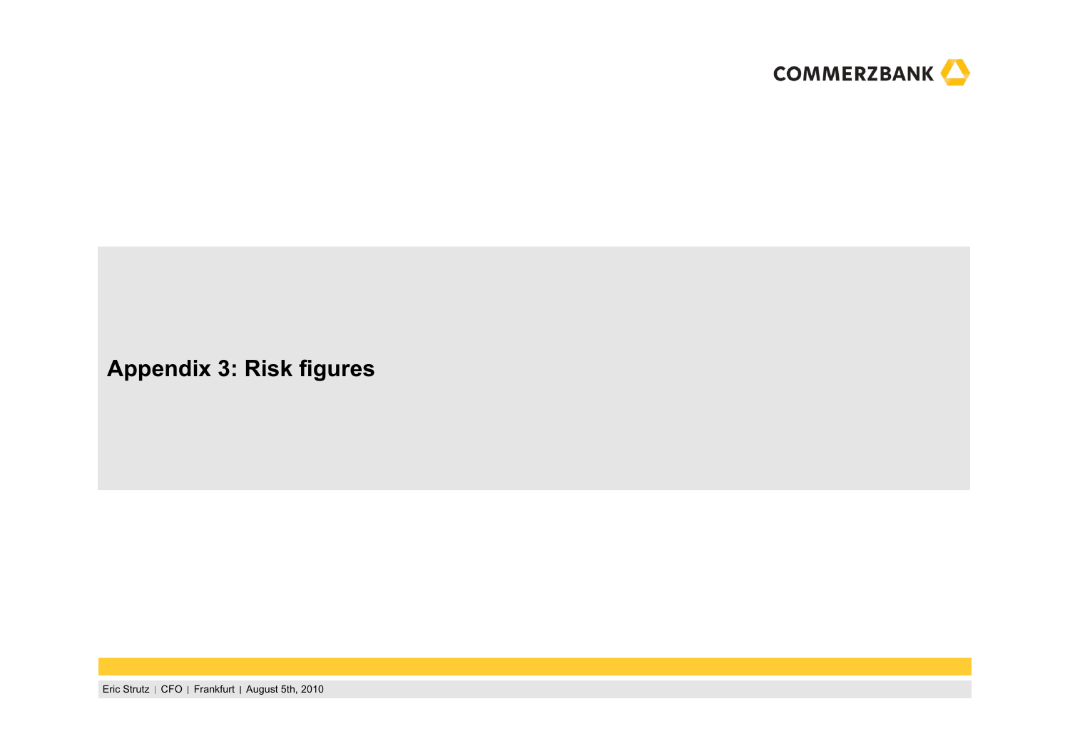# Appendix 3: Risk figures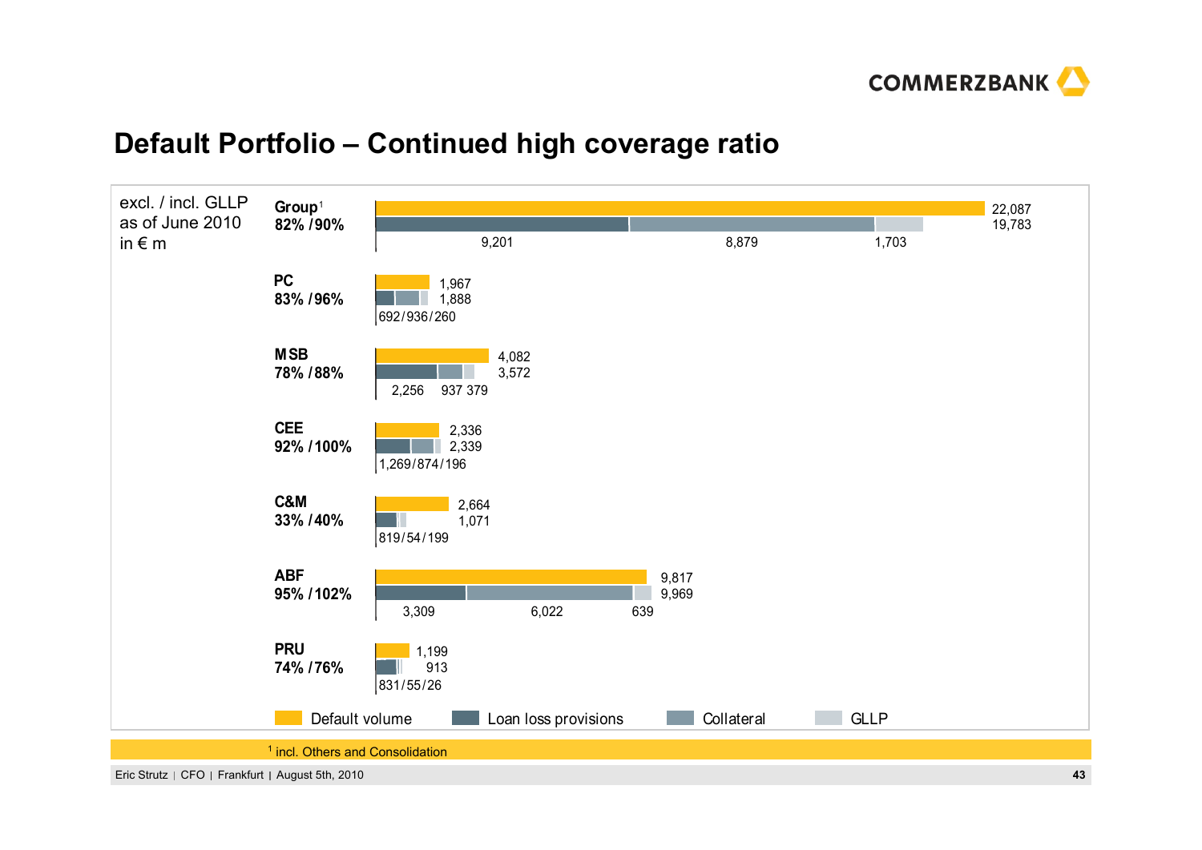# Default Portfolio – Continued high coverage ratio

excl. / incl. GLLP
as of June 2010
in € m

| Segment | Coverage excl. / incl. GLLP | Default volume | Loan loss provisions + Collateral + GLLP | Loan loss provisions | Collateral | GLLP |
|---|---|---|---|---|---|---|
| Group[1] | 82% / 90% | 22,087 | 19,783 | 9,201 | 8,879 | 1,703 |
| PC | 83% / 96% | 1,967 | 1,888 | 692 | 936 | 260 |
| MSB | 78% / 88% | 4,082 | 3,572 | 2,256 | 937 | 379 |
| CEE | 92% / 100% | 2,336 | 2,339 | 1,269 | 874 | 196 |
| C&M | 33% / 40% | 2,664 | 1,071 | 819 | 54 | 199 |
| ABF | 95% / 102% | 9,817 | 9,969 | 3,309 | 6,022 | 639 |
| PRU | 74% / 76% | 1,199 | 913 | 831 | 55 | 26 |

Legend: Default volume, Loan loss provisions, Collateral, GLLP

[1] incl. Others and Consolidation

Eric Strutz | CFO | Frankfurt | August 5th, 2010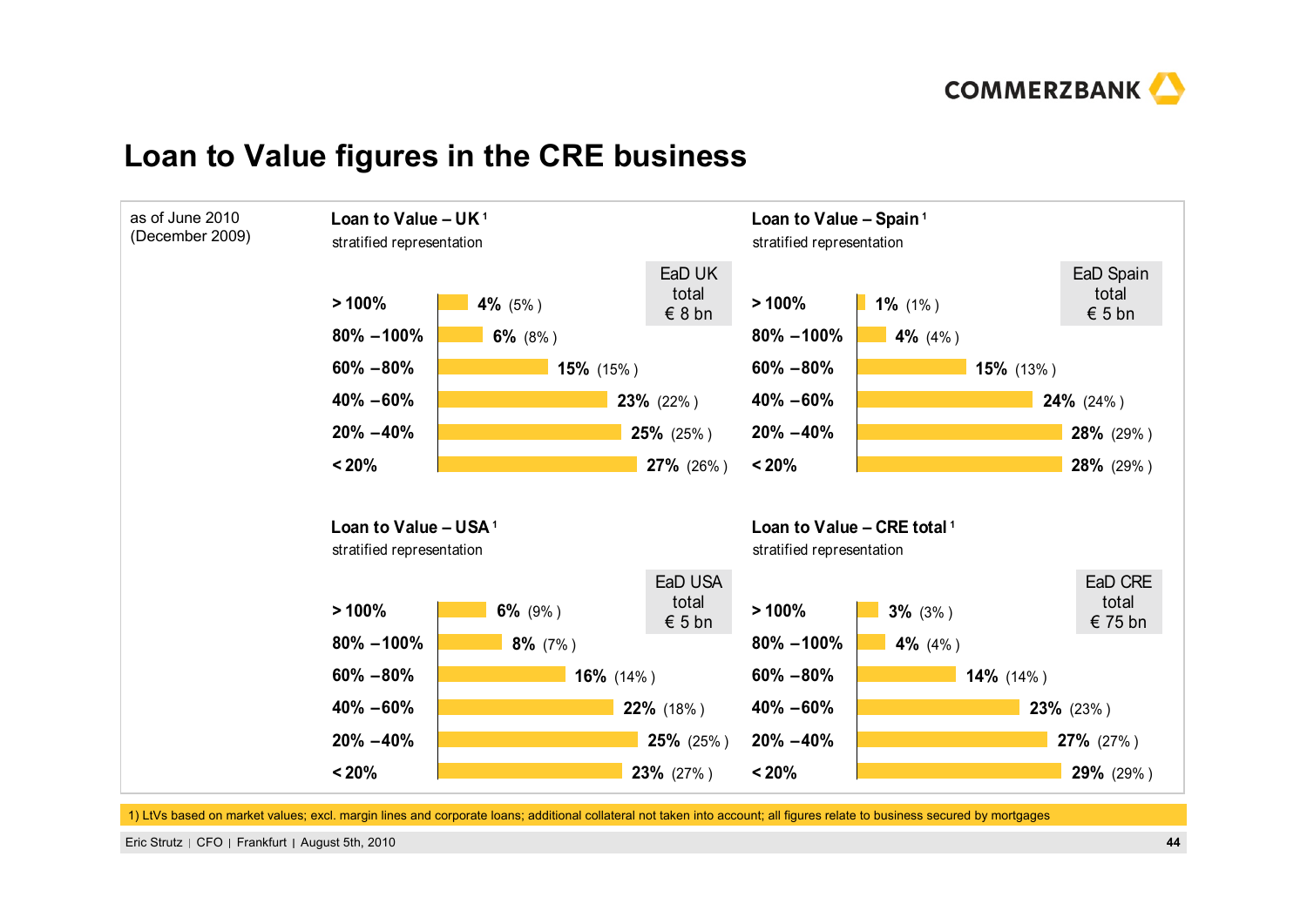# Loan to Value figures in the CRE business

as of June 2010 (December 2009)

## Loan to Value – UK[1]

stratified representation

EaD UK total € 8 bn

| LTV | June 2010 | (December 2009) |
|---|---|---|
| > 100% | 4% | (5%) |
| 80% – 100% | 6% | (8%) |
| 60% – 80% | 15% | (15%) |
| 40% – 60% | 23% | (22%) |
| 20% – 40% | 25% | (25%) |
| < 20% | 27% | (26%) |

## Loan to Value – Spain[1]

stratified representation

EaD Spain total € 5 bn

| LTV | June 2010 | (December 2009) |
|---|---|---|
| > 100% | 1% | (1%) |
| 80% – 100% | 4% | (4%) |
| 60% – 80% | 15% | (13%) |
| 40% – 60% | 24% | (24%) |
| 20% – 40% | 28% | (29%) |
| < 20% | 28% | (29%) |

## Loan to Value – USA[1]

stratified representation

EaD USA total € 5 bn

| LTV | June 2010 | (December 2009) |
|---|---|---|
| > 100% | 6% | (9%) |
| 80% – 100% | 8% | (7%) |
| 60% – 80% | 16% | (14%) |
| 40% – 60% | 22% | (18%) |
| 20% – 40% | 25% | (25%) |
| < 20% | 23% | (27%) |

## Loan to Value – CRE total[1]

stratified representation

EaD CRE total € 75 bn

| LTV | June 2010 | (December 2009) |
|---|---|---|
| > 100% | 3% | (3%) |
| 80% – 100% | 4% | (4%) |
| 60% – 80% | 14% | (14%) |
| 40% – 60% | 23% | (23%) |
| 20% – 40% | 27% | (27%) |
| < 20% | 29% | (29%) |

1) LtVs based on market values; excl. margin lines and corporate loans; additional collateral not taken into account; all figures relate to business secured by mortgages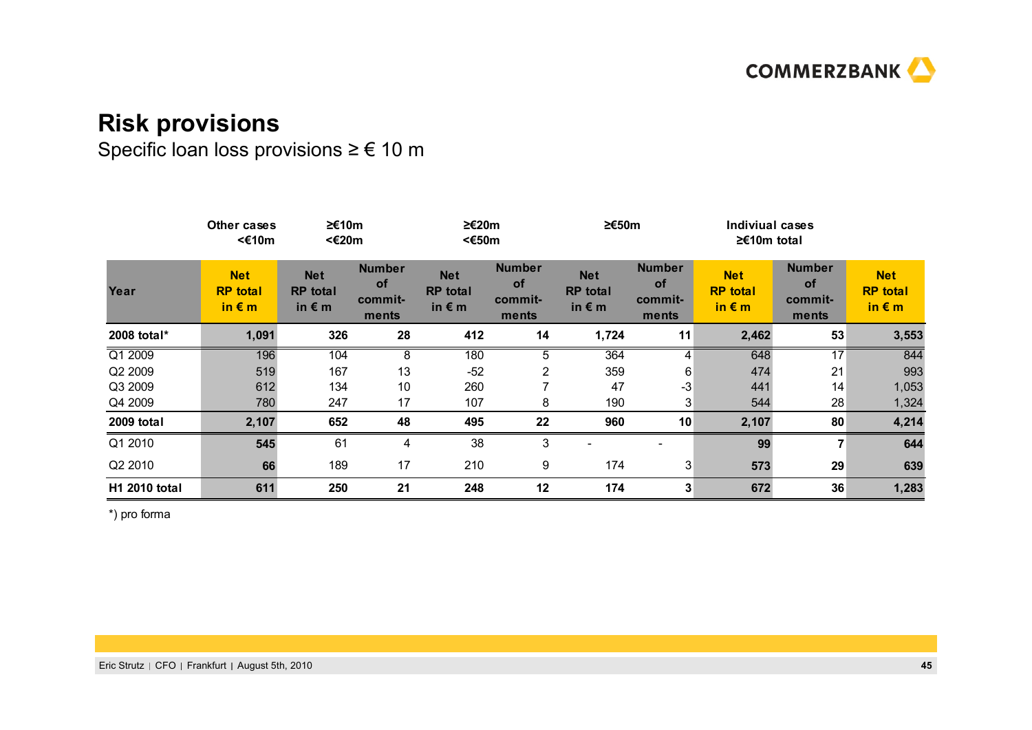# Risk provisions

Specific loan loss provisions ≥ € 10 m

| | Other cases <€10m | ≥€10m <€20m | | ≥€20m <€50m | | ≥€50m | | Indiviual cases ≥€10m total | | |
|---|---|---|---|---|---|---|---|---|---|---|
| **Year** | **Net RP total in € m** | **Net RP total in € m** | **Number of commit-ments** | **Net RP total in € m** | **Number of commit-ments** | **Net RP total in € m** | **Number of commit-ments** | **Net RP total in € m** | **Number of commit-ments** | **Net RP total in € m** |
| **2008 total*** | **1,091** | **326** | **28** | **412** | **14** | **1,724** | **11** | **2,462** | **53** | **3,553** |
| Q1 2009 | 196 | 104 | 8 | 180 | 5 | 364 | 4 | 648 | 17 | 844 |
| Q2 2009 | 519 | 167 | 13 | -52 | 2 | 359 | 6 | 474 | 21 | 993 |
| Q3 2009 | 612 | 134 | 10 | 260 | 7 | 47 | -3 | 441 | 14 | 1,053 |
| Q4 2009 | 780 | 247 | 17 | 107 | 8 | 190 | 3 | 544 | 28 | 1,324 |
| **2009 total** | **2,107** | **652** | **48** | **495** | **22** | **960** | **10** | **2,107** | **80** | **4,214** |
| Q1 2010 | **545** | 61 | 4 | 38 | 3 | - | - | **99** | **7** | **644** |
| Q2 2010 | **66** | 189 | 17 | 210 | 9 | 174 | 3 | **573** | **29** | **639** |
| **H1 2010 total** | **611** | **250** | **21** | **248** | **12** | **174** | **3** | **672** | **36** | **1,283** |

*) pro forma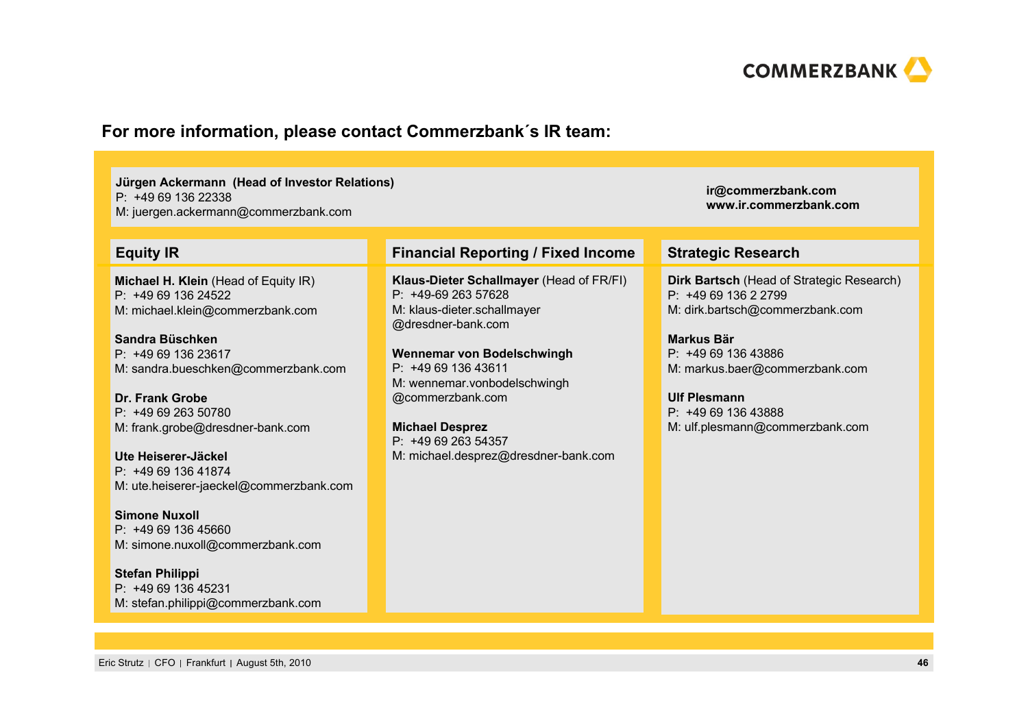## For more information, please contact Commerzbank´s IR team:

**Jürgen Ackermann (Head of Investor Relations)**
P: +49 69 136 22338
M: juergen.ackermann@commerzbank.com

**ir@commerzbank.com**
**www.ir.commerzbank.com**

### Equity IR

**Michael H. Klein** (Head of Equity IR)
P: +49 69 136 24522
M: michael.klein@commerzbank.com

**Sandra Büschken**
P: +49 69 136 23617
M: sandra.bueschken@commerzbank.com

**Dr. Frank Grobe**
P: +49 69 263 50780
M: frank.grobe@dresdner-bank.com

**Ute Heiserer-Jäckel**
P: +49 69 136 41874
M: ute.heiserer-jaeckel@commerzbank.com

**Simone Nuxoll**
P: +49 69 136 45660
M: simone.nuxoll@commerzbank.com

**Stefan Philippi**
P: +49 69 136 45231
M: stefan.philippi@commerzbank.com

### Financial Reporting / Fixed Income

**Klaus-Dieter Schallmayer** (Head of FR/FI)
P: +49-69 263 57628
M: klaus-dieter.schallmayer@dresdner-bank.com

**Wennemar von Bodelschwingh**
P: +49 69 136 43611
M: wennemar.vonbodelschwingh@commerzbank.com

**Michael Desprez**
P: +49 69 263 54357
M: michael.desprez@dresdner-bank.com

### Strategic Research

**Dirk Bartsch** (Head of Strategic Research)
P: +49 69 136 2 2799
M: dirk.bartsch@commerzbank.com

**Markus Bär**
P: +49 69 136 43886
M: markus.baer@commerzbank.com

**Ulf Plesmann**
P: +49 69 136 43888
M: ulf.plesmann@commerzbank.com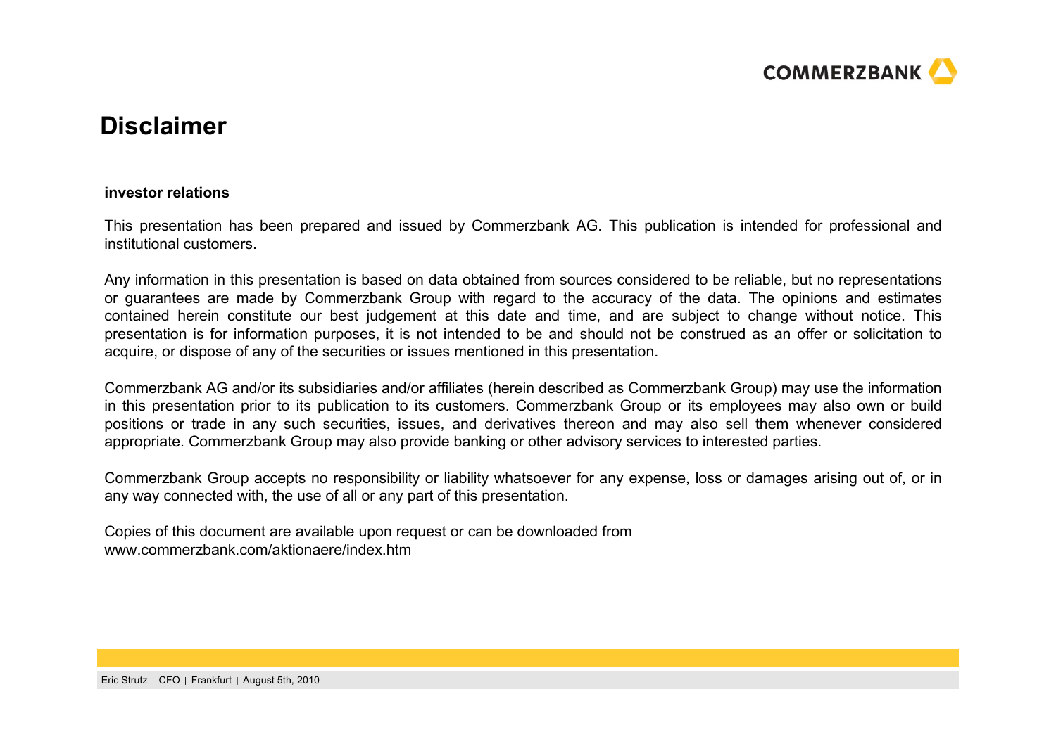# Disclaimer

**investor relations**

This presentation has been prepared and issued by Commerzbank AG. This publication is intended for professional and institutional customers.

Any information in this presentation is based on data obtained from sources considered to be reliable, but no representations or guarantees are made by Commerzbank Group with regard to the accuracy of the data. The opinions and estimates contained herein constitute our best judgement at this date and time, and are subject to change without notice. This presentation is for information purposes, it is not intended to be and should not be construed as an offer or solicitation to acquire, or dispose of any of the securities or issues mentioned in this presentation.

Commerzbank AG and/or its subsidiaries and/or affiliates (herein described as Commerzbank Group) may use the information in this presentation prior to its publication to its customers. Commerzbank Group or its employees may also own or build positions or trade in any such securities, issues, and derivatives thereon and may also sell them whenever considered appropriate. Commerzbank Group may also provide banking or other advisory services to interested parties.

Commerzbank Group accepts no responsibility or liability whatsoever for any expense, loss or damages arising out of, or in any way connected with, the use of all or any part of this presentation.

Copies of this document are available upon request or can be downloaded from
www.commerzbank.com/aktionaere/index.htm